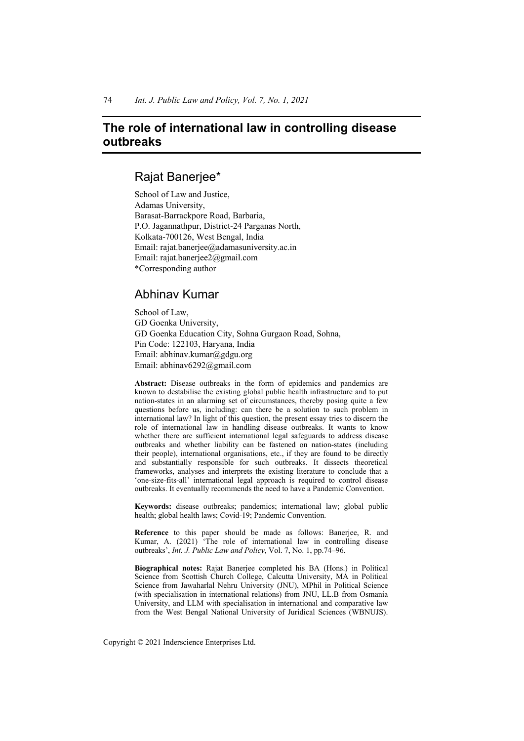# The role of international law in controlling disease outbreaks

## Rajat Banerjee*

School of Law and Justice,
Adamas University,
Barasat-Barrackpore Road, Barbaria,
P.O. Jagannathpur, District-24 Parganas North,
Kolkata-700126, West Bengal, India
Email: rajat.banerjee@adamasuniversity.ac.in
Email: rajat.banerjee2@gmail.com
*Corresponding author

## Abhinav Kumar

School of Law,
GD Goenka University,
GD Goenka Education City, Sohna Gurgaon Road, Sohna,
Pin Code: 122103, Haryana, India
Email: abhinav.kumar@gdgu.org
Email: abhinav6292@gmail.com

**Abstract:** Disease outbreaks in the form of epidemics and pandemics are known to destabilise the existing global public health infrastructure and to put nation-states in an alarming set of circumstances, thereby posing quite a few questions before us, including: can there be a solution to such problem in international law? In light of this question, the present essay tries to discern the role of international law in handling disease outbreaks. It wants to know whether there are sufficient international legal safeguards to address disease outbreaks and whether liability can be fastened on nation-states (including their people), international organisations, etc., if they are found to be directly and substantially responsible for such outbreaks. It dissects theoretical frameworks, analyses and interprets the existing literature to conclude that a 'one-size-fits-all' international legal approach is required to control disease outbreaks. It eventually recommends the need to have a Pandemic Convention.

**Keywords:** disease outbreaks; pandemics; international law; global public health; global health laws; Covid-19; Pandemic Convention.

**Reference** to this paper should be made as follows: Banerjee, R. and Kumar, A. (2021) 'The role of international law in controlling disease outbreaks', *Int. J. Public Law and Policy*, Vol. 7, No. 1, pp.74–96.

**Biographical notes:** Rajat Banerjee completed his BA (Hons.) in Political Science from Scottish Church College, Calcutta University, MA in Political Science from Jawaharlal Nehru University (JNU), MPhil in Political Science (with specialisation in international relations) from JNU, LL.B from Osmania University, and LLM with specialisation in international and comparative law from the West Bengal National University of Juridical Sciences (WBNUJS).

Copyright © 2021 Inderscience Enterprises Ltd.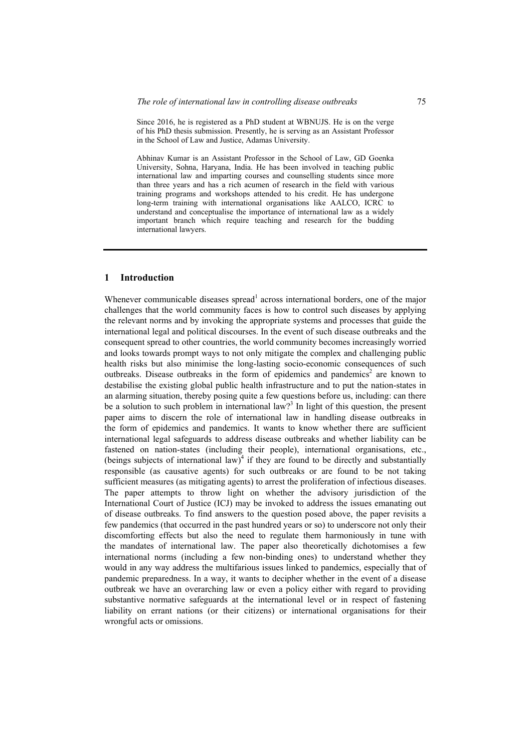Since 2016, he is registered as a PhD student at WBNUJS. He is on the verge of his PhD thesis submission. Presently, he is serving as an Assistant Professor in the School of Law and Justice, Adamas University.

Abhinav Kumar is an Assistant Professor in the School of Law, GD Goenka University, Sohna, Haryana, India. He has been involved in teaching public international law and imparting courses and counselling students since more than three years and has a rich acumen of research in the field with various training programs and workshops attended to his credit. He has undergone long-term training with international organisations like AALCO, ICRC to understand and conceptualise the importance of international law as a widely important branch which require teaching and research for the budding international lawyers.

## 1 Introduction

Whenever communicable diseases spread[1] across international borders, one of the major challenges that the world community faces is how to control such diseases by applying the relevant norms and by invoking the appropriate systems and processes that guide the international legal and political discourses. In the event of such disease outbreaks and the consequent spread to other countries, the world community becomes increasingly worried and looks towards prompt ways to not only mitigate the complex and challenging public health risks but also minimise the long-lasting socio-economic consequences of such outbreaks. Disease outbreaks in the form of epidemics and pandemics[2] are known to destabilise the existing global public health infrastructure and to put the nation-states in an alarming situation, thereby posing quite a few questions before us, including: can there be a solution to such problem in international law?[3] In light of this question, the present paper aims to discern the role of international law in handling disease outbreaks in the form of epidemics and pandemics. It wants to know whether there are sufficient international legal safeguards to address disease outbreaks and whether liability can be fastened on nation-states (including their people), international organisations, etc., (beings subjects of international law)[4] if they are found to be directly and substantially responsible (as causative agents) for such outbreaks or are found to be not taking sufficient measures (as mitigating agents) to arrest the proliferation of infectious diseases. The paper attempts to throw light on whether the advisory jurisdiction of the International Court of Justice (ICJ) may be invoked to address the issues emanating out of disease outbreaks. To find answers to the question posed above, the paper revisits a few pandemics (that occurred in the past hundred years or so) to underscore not only their discomforting effects but also the need to regulate them harmoniously in tune with the mandates of international law. The paper also theoretically dichotomises a few international norms (including a few non-binding ones) to understand whether they would in any way address the multifarious issues linked to pandemics, especially that of pandemic preparedness. In a way, it wants to decipher whether in the event of a disease outbreak we have an overarching law or even a policy either with regard to providing substantive normative safeguards at the international level or in respect of fastening liability on errant nations (or their citizens) or international organisations for their wrongful acts or omissions.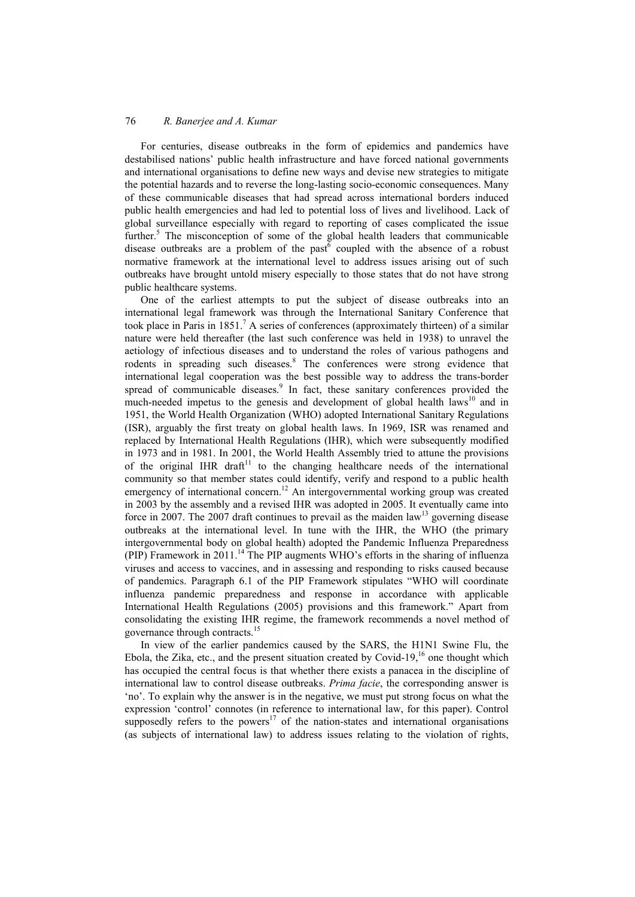For centuries, disease outbreaks in the form of epidemics and pandemics have destabilised nations' public health infrastructure and have forced national governments and international organisations to define new ways and devise new strategies to mitigate the potential hazards and to reverse the long-lasting socio-economic consequences. Many of these communicable diseases that had spread across international borders induced public health emergencies and had led to potential loss of lives and livelihood. Lack of global surveillance especially with regard to reporting of cases complicated the issue further.[5] The misconception of some of the global health leaders that communicable disease outbreaks are a problem of the past[6] coupled with the absence of a robust normative framework at the international level to address issues arising out of such outbreaks have brought untold misery especially to those states that do not have strong public healthcare systems.

One of the earliest attempts to put the subject of disease outbreaks into an international legal framework was through the International Sanitary Conference that took place in Paris in 1851.[7] A series of conferences (approximately thirteen) of a similar nature were held thereafter (the last such conference was held in 1938) to unravel the aetiology of infectious diseases and to understand the roles of various pathogens and rodents in spreading such diseases.[8] The conferences were strong evidence that international legal cooperation was the best possible way to address the trans-border spread of communicable diseases.[9] In fact, these sanitary conferences provided the much-needed impetus to the genesis and development of global health laws[10] and in 1951, the World Health Organization (WHO) adopted International Sanitary Regulations (ISR), arguably the first treaty on global health laws. In 1969, ISR was renamed and replaced by International Health Regulations (IHR), which were subsequently modified in 1973 and in 1981. In 2001, the World Health Assembly tried to attune the provisions of the original IHR draft[11] to the changing healthcare needs of the international community so that member states could identify, verify and respond to a public health emergency of international concern.[12] An intergovernmental working group was created in 2003 by the assembly and a revised IHR was adopted in 2005. It eventually came into force in 2007. The 2007 draft continues to prevail as the maiden law[13] governing disease outbreaks at the international level. In tune with the IHR, the WHO (the primary intergovernmental body on global health) adopted the Pandemic Influenza Preparedness (PIP) Framework in 2011.[14] The PIP augments WHO's efforts in the sharing of influenza viruses and access to vaccines, and in assessing and responding to risks caused because of pandemics. Paragraph 6.1 of the PIP Framework stipulates "WHO will coordinate influenza pandemic preparedness and response in accordance with applicable International Health Regulations (2005) provisions and this framework." Apart from consolidating the existing IHR regime, the framework recommends a novel method of governance through contracts.[15]

In view of the earlier pandemics caused by the SARS, the H1N1 Swine Flu, the Ebola, the Zika, etc., and the present situation created by Covid-19,[16] one thought which has occupied the central focus is that whether there exists a panacea in the discipline of international law to control disease outbreaks. *Prima facie*, the corresponding answer is 'no'. To explain why the answer is in the negative, we must put strong focus on what the expression 'control' connotes (in reference to international law, for this paper). Control supposedly refers to the powers[17] of the nation-states and international organisations (as subjects of international law) to address issues relating to the violation of rights,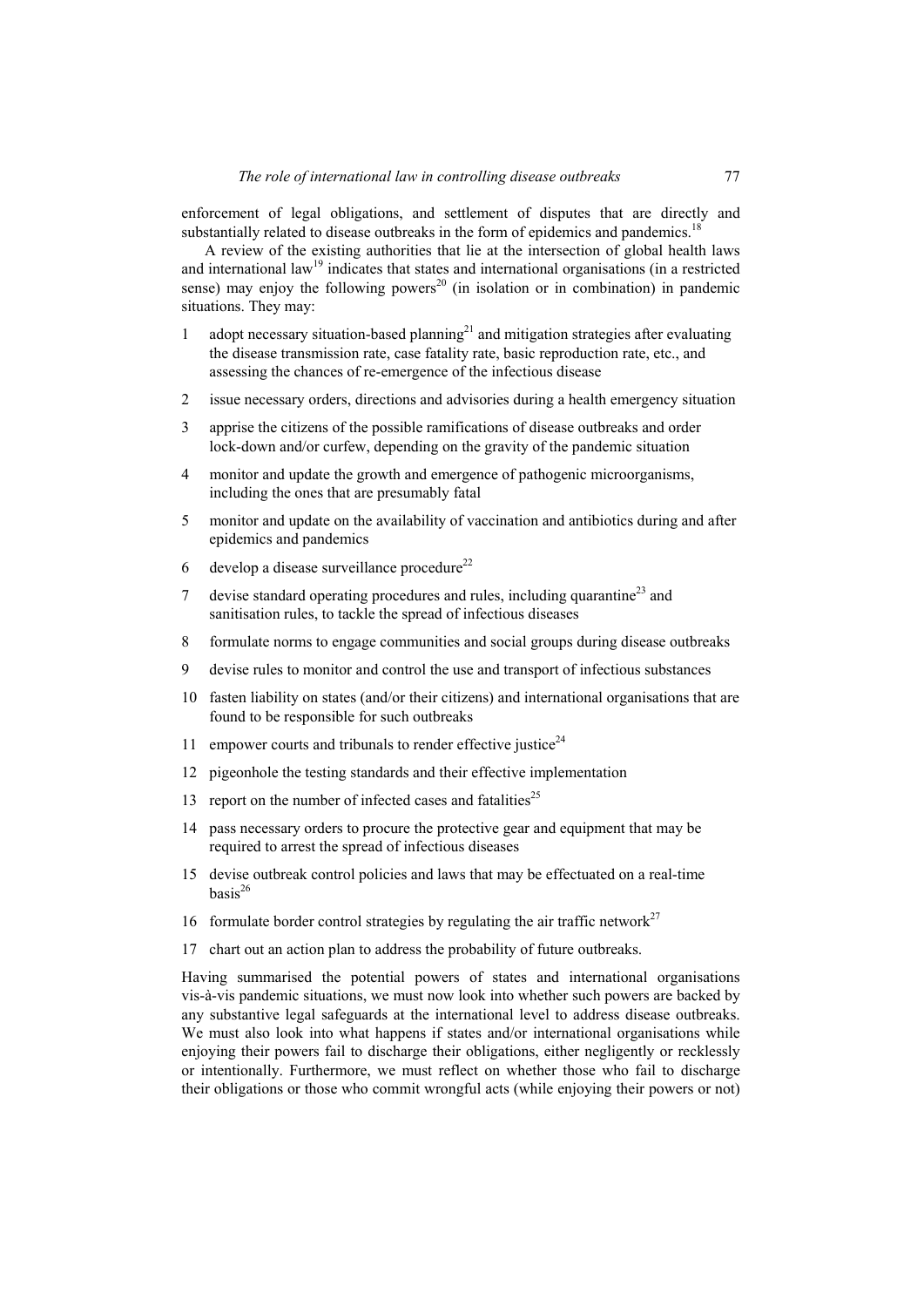enforcement of legal obligations, and settlement of disputes that are directly and substantially related to disease outbreaks in the form of epidemics and pandemics.[18]

A review of the existing authorities that lie at the intersection of global health laws and international law[19] indicates that states and international organisations (in a restricted sense) may enjoy the following powers[20] (in isolation or in combination) in pandemic situations. They may:

1. adopt necessary situation-based planning[21] and mitigation strategies after evaluating the disease transmission rate, case fatality rate, basic reproduction rate, etc., and assessing the chances of re-emergence of the infectious disease
2. issue necessary orders, directions and advisories during a health emergency situation
3. apprise the citizens of the possible ramifications of disease outbreaks and order lock-down and/or curfew, depending on the gravity of the pandemic situation
4. monitor and update the growth and emergence of pathogenic microorganisms, including the ones that are presumably fatal
5. monitor and update on the availability of vaccination and antibiotics during and after epidemics and pandemics
6. develop a disease surveillance procedure[22]
7. devise standard operating procedures and rules, including quarantine[23] and sanitisation rules, to tackle the spread of infectious diseases
8. formulate norms to engage communities and social groups during disease outbreaks
9. devise rules to monitor and control the use and transport of infectious substances
10. fasten liability on states (and/or their citizens) and international organisations that are found to be responsible for such outbreaks
11. empower courts and tribunals to render effective justice[24]
12. pigeonhole the testing standards and their effective implementation
13. report on the number of infected cases and fatalities[25]
14. pass necessary orders to procure the protective gear and equipment that may be required to arrest the spread of infectious diseases
15. devise outbreak control policies and laws that may be effectuated on a real-time basis[26]
16. formulate border control strategies by regulating the air traffic network[27]
17. chart out an action plan to address the probability of future outbreaks.

Having summarised the potential powers of states and international organisations vis-à-vis pandemic situations, we must now look into whether such powers are backed by any substantive legal safeguards at the international level to address disease outbreaks. We must also look into what happens if states and/or international organisations while enjoying their powers fail to discharge their obligations, either negligently or recklessly or intentionally. Furthermore, we must reflect on whether those who fail to discharge their obligations or those who commit wrongful acts (while enjoying their powers or not)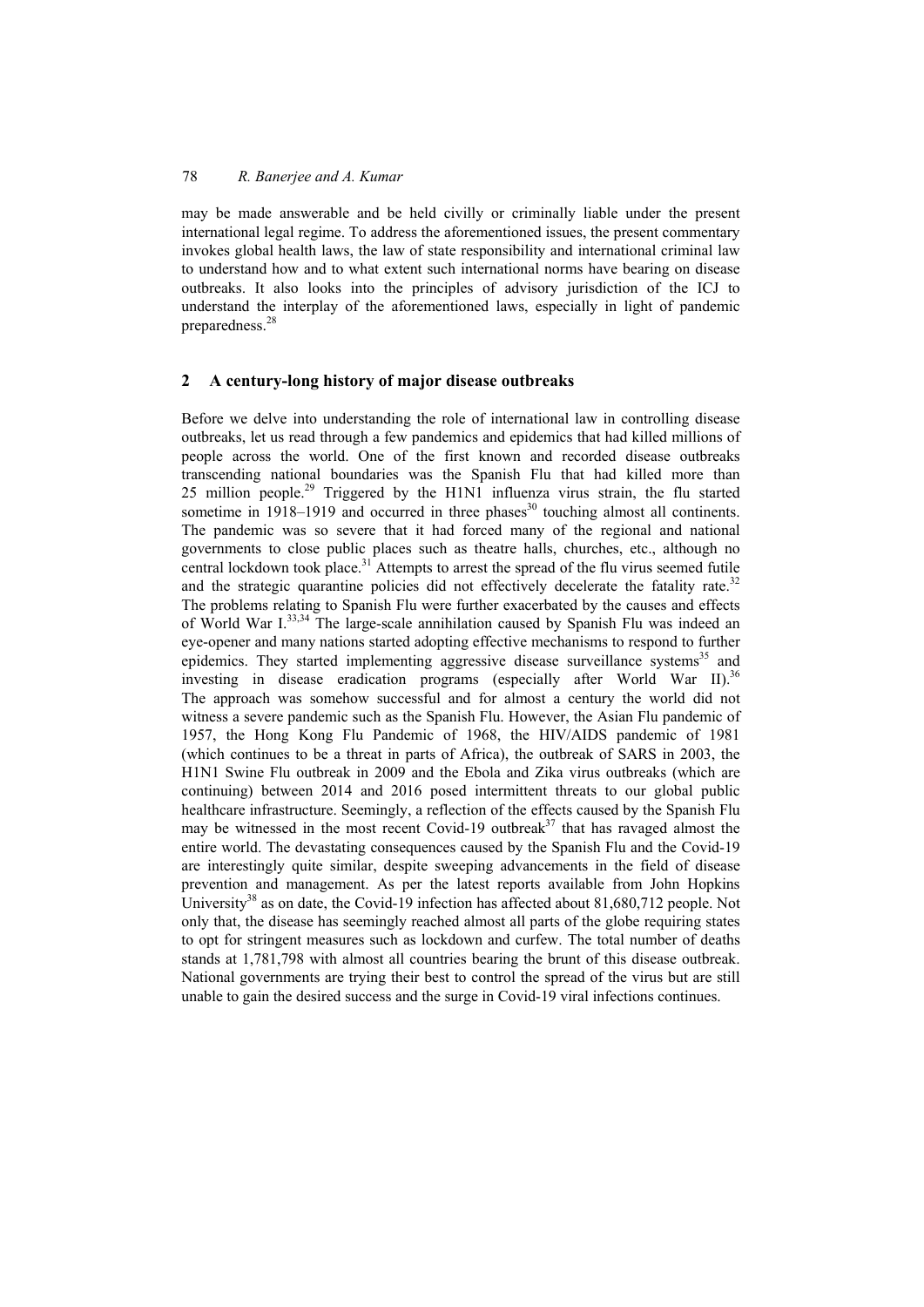may be made answerable and be held civilly or criminally liable under the present international legal regime. To address the aforementioned issues, the present commentary invokes global health laws, the law of state responsibility and international criminal law to understand how and to what extent such international norms have bearing on disease outbreaks. It also looks into the principles of advisory jurisdiction of the ICJ to understand the interplay of the aforementioned laws, especially in light of pandemic preparedness.[28]

## 2 A century-long history of major disease outbreaks

Before we delve into understanding the role of international law in controlling disease outbreaks, let us read through a few pandemics and epidemics that had killed millions of people across the world. One of the first known and recorded disease outbreaks transcending national boundaries was the Spanish Flu that had killed more than 25 million people.[29] Triggered by the H1N1 influenza virus strain, the flu started sometime in 1918–1919 and occurred in three phases[30] touching almost all continents. The pandemic was so severe that it had forced many of the regional and national governments to close public places such as theatre halls, churches, etc., although no central lockdown took place.[31] Attempts to arrest the spread of the flu virus seemed futile and the strategic quarantine policies did not effectively decelerate the fatality rate.[32] The problems relating to Spanish Flu were further exacerbated by the causes and effects of World War I.[33,34] The large-scale annihilation caused by Spanish Flu was indeed an eye-opener and many nations started adopting effective mechanisms to respond to further epidemics. They started implementing aggressive disease surveillance systems[35] and investing in disease eradication programs (especially after World War II).[36] The approach was somehow successful and for almost a century the world did not witness a severe pandemic such as the Spanish Flu. However, the Asian Flu pandemic of 1957, the Hong Kong Flu Pandemic of 1968, the HIV/AIDS pandemic of 1981 (which continues to be a threat in parts of Africa), the outbreak of SARS in 2003, the H1N1 Swine Flu outbreak in 2009 and the Ebola and Zika virus outbreaks (which are continuing) between 2014 and 2016 posed intermittent threats to our global public healthcare infrastructure. Seemingly, a reflection of the effects caused by the Spanish Flu may be witnessed in the most recent Covid-19 outbreak[37] that has ravaged almost the entire world. The devastating consequences caused by the Spanish Flu and the Covid-19 are interestingly quite similar, despite sweeping advancements in the field of disease prevention and management. As per the latest reports available from John Hopkins University[38] as on date, the Covid-19 infection has affected about 81,680,712 people. Not only that, the disease has seemingly reached almost all parts of the globe requiring states to opt for stringent measures such as lockdown and curfew. The total number of deaths stands at 1,781,798 with almost all countries bearing the brunt of this disease outbreak. National governments are trying their best to control the spread of the virus but are still unable to gain the desired success and the surge in Covid-19 viral infections continues.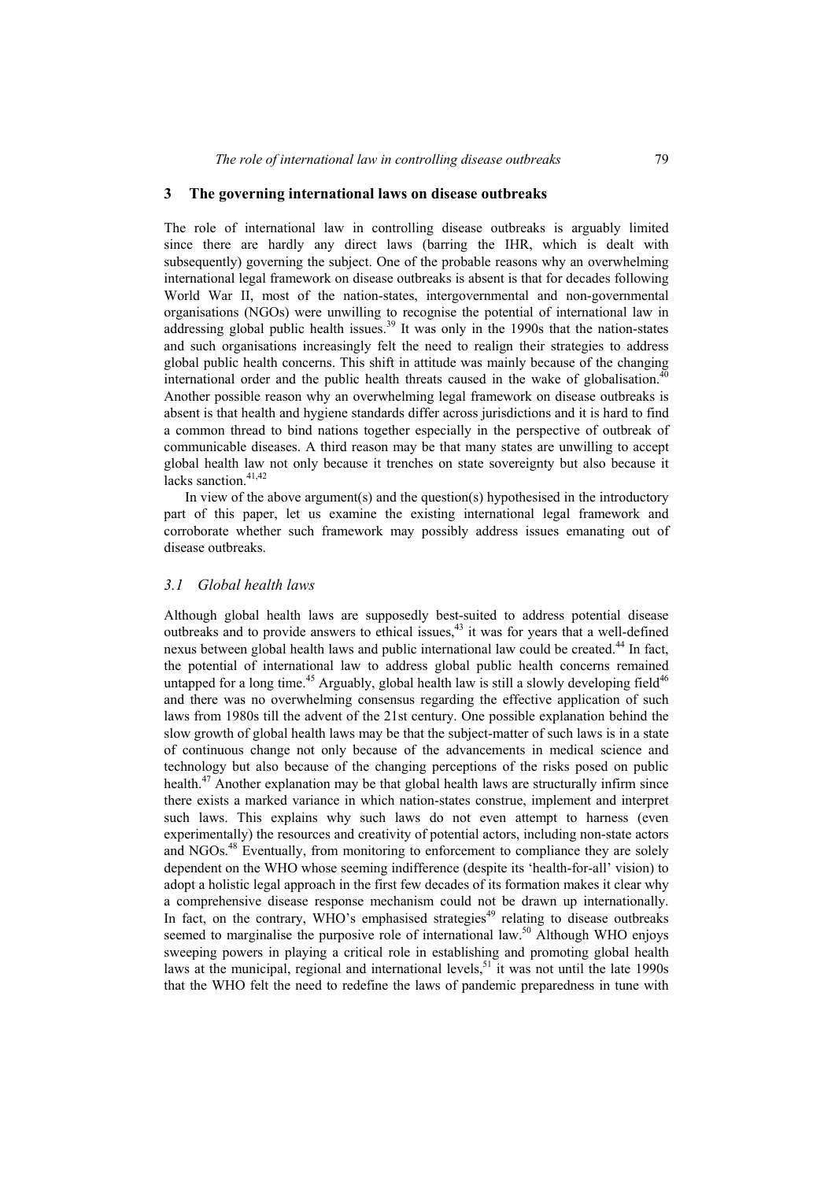## 3 The governing international laws on disease outbreaks

The role of international law in controlling disease outbreaks is arguably limited since there are hardly any direct laws (barring the IHR, which is dealt with subsequently) governing the subject. One of the probable reasons why an overwhelming international legal framework on disease outbreaks is absent is that for decades following World War II, most of the nation-states, intergovernmental and non-governmental organisations (NGOs) were unwilling to recognise the potential of international law in addressing global public health issues.[39] It was only in the 1990s that the nation-states and such organisations increasingly felt the need to realign their strategies to address global public health concerns. This shift in attitude was mainly because of the changing international order and the public health threats caused in the wake of globalisation.[40] Another possible reason why an overwhelming legal framework on disease outbreaks is absent is that health and hygiene standards differ across jurisdictions and it is hard to find a common thread to bind nations together especially in the perspective of outbreak of communicable diseases. A third reason may be that many states are unwilling to accept global health law not only because it trenches on state sovereignty but also because it lacks sanction.[41,42]

In view of the above argument(s) and the question(s) hypothesised in the introductory part of this paper, let us examine the existing international legal framework and corroborate whether such framework may possibly address issues emanating out of disease outbreaks.

### *3.1 Global health laws*

Although global health laws are supposedly best-suited to address potential disease outbreaks and to provide answers to ethical issues,[43] it was for years that a well-defined nexus between global health laws and public international law could be created.[44] In fact, the potential of international law to address global public health concerns remained untapped for a long time.[45] Arguably, global health law is still a slowly developing field[46] and there was no overwhelming consensus regarding the effective application of such laws from 1980s till the advent of the 21st century. One possible explanation behind the slow growth of global health laws may be that the subject-matter of such laws is in a state of continuous change not only because of the advancements in medical science and technology but also because of the changing perceptions of the risks posed on public health.[47] Another explanation may be that global health laws are structurally infirm since there exists a marked variance in which nation-states construe, implement and interpret such laws. This explains why such laws do not even attempt to harness (even experimentally) the resources and creativity of potential actors, including non-state actors and NGOs.[48] Eventually, from monitoring to enforcement to compliance they are solely dependent on the WHO whose seeming indifference (despite its 'health-for-all' vision) to adopt a holistic legal approach in the first few decades of its formation makes it clear why a comprehensive disease response mechanism could not be drawn up internationally. In fact, on the contrary, WHO's emphasised strategies[49] relating to disease outbreaks seemed to marginalise the purposive role of international law.[50] Although WHO enjoys sweeping powers in playing a critical role in establishing and promoting global health laws at the municipal, regional and international levels,[51] it was not until the late 1990s that the WHO felt the need to redefine the laws of pandemic preparedness in tune with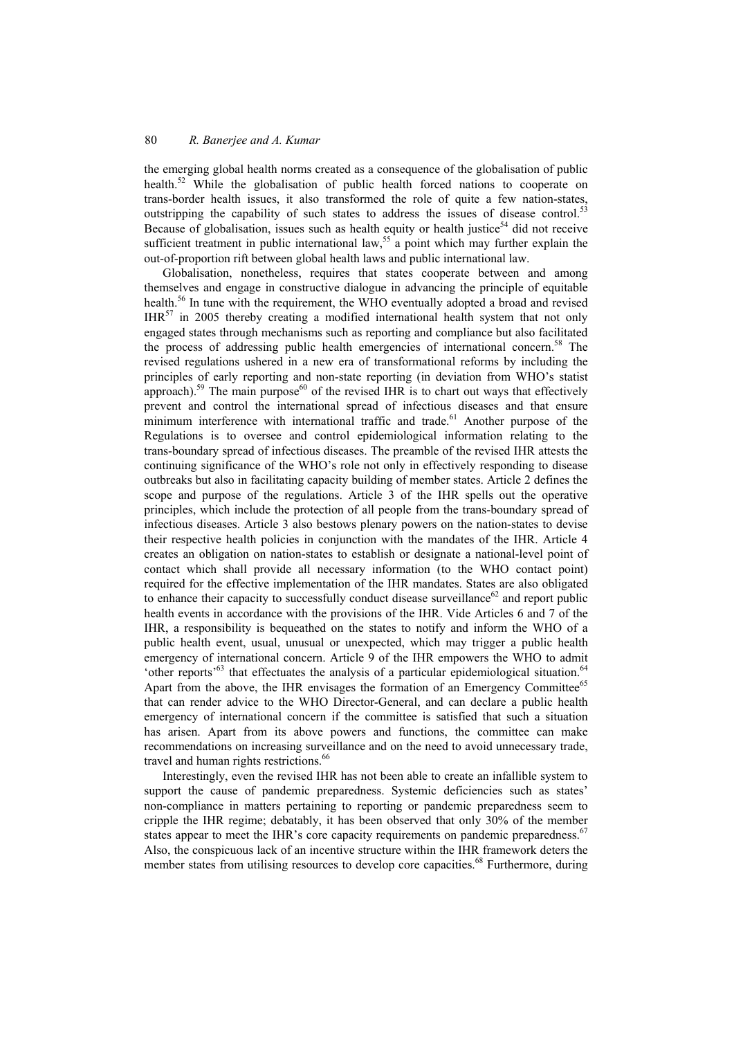the emerging global health norms created as a consequence of the globalisation of public health.[52] While the globalisation of public health forced nations to cooperate on trans-border health issues, it also transformed the role of quite a few nation-states, outstripping the capability of such states to address the issues of disease control.[53] Because of globalisation, issues such as health equity or health justice[54] did not receive sufficient treatment in public international law,[55] a point which may further explain the out-of-proportion rift between global health laws and public international law.

Globalisation, nonetheless, requires that states cooperate between and among themselves and engage in constructive dialogue in advancing the principle of equitable health.[56] In tune with the requirement, the WHO eventually adopted a broad and revised IHR[57] in 2005 thereby creating a modified international health system that not only engaged states through mechanisms such as reporting and compliance but also facilitated the process of addressing public health emergencies of international concern.[58] The revised regulations ushered in a new era of transformational reforms by including the principles of early reporting and non-state reporting (in deviation from WHO's statist approach).[59] The main purpose[60] of the revised IHR is to chart out ways that effectively prevent and control the international spread of infectious diseases and that ensure minimum interference with international traffic and trade.[61] Another purpose of the Regulations is to oversee and control epidemiological information relating to the trans-boundary spread of infectious diseases. The preamble of the revised IHR attests the continuing significance of the WHO's role not only in effectively responding to disease outbreaks but also in facilitating capacity building of member states. Article 2 defines the scope and purpose of the regulations. Article 3 of the IHR spells out the operative principles, which include the protection of all people from the trans-boundary spread of infectious diseases. Article 3 also bestows plenary powers on the nation-states to devise their respective health policies in conjunction with the mandates of the IHR. Article 4 creates an obligation on nation-states to establish or designate a national-level point of contact which shall provide all necessary information (to the WHO contact point) required for the effective implementation of the IHR mandates. States are also obligated to enhance their capacity to successfully conduct disease surveillance[62] and report public health events in accordance with the provisions of the IHR. Vide Articles 6 and 7 of the IHR, a responsibility is bequeathed on the states to notify and inform the WHO of a public health event, usual, unusual or unexpected, which may trigger a public health emergency of international concern. Article 9 of the IHR empowers the WHO to admit 'other reports'[63] that effectuates the analysis of a particular epidemiological situation.[64] Apart from the above, the IHR envisages the formation of an Emergency Committee[65] that can render advice to the WHO Director-General, and can declare a public health emergency of international concern if the committee is satisfied that such a situation has arisen. Apart from its above powers and functions, the committee can make recommendations on increasing surveillance and on the need to avoid unnecessary trade, travel and human rights restrictions.[66]

Interestingly, even the revised IHR has not been able to create an infallible system to support the cause of pandemic preparedness. Systemic deficiencies such as states' non-compliance in matters pertaining to reporting or pandemic preparedness seem to cripple the IHR regime; debatably, it has been observed that only 30% of the member states appear to meet the IHR's core capacity requirements on pandemic preparedness.[67] Also, the conspicuous lack of an incentive structure within the IHR framework deters the member states from utilising resources to develop core capacities.[68] Furthermore, during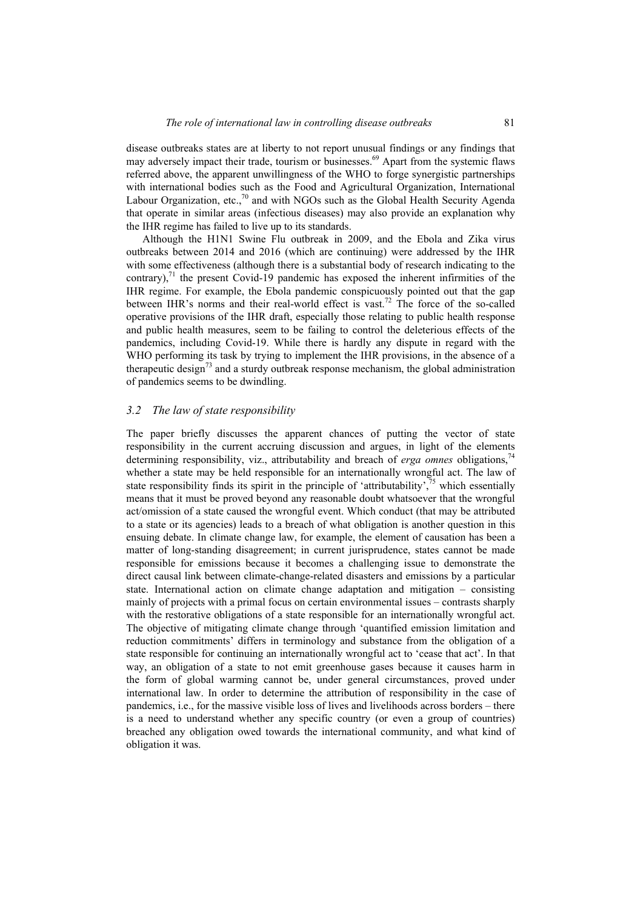disease outbreaks states are at liberty to not report unusual findings or any findings that may adversely impact their trade, tourism or businesses.[69] Apart from the systemic flaws referred above, the apparent unwillingness of the WHO to forge synergistic partnerships with international bodies such as the Food and Agricultural Organization, International Labour Organization, etc.,[70] and with NGOs such as the Global Health Security Agenda that operate in similar areas (infectious diseases) may also provide an explanation why the IHR regime has failed to live up to its standards.

Although the H1N1 Swine Flu outbreak in 2009, and the Ebola and Zika virus outbreaks between 2014 and 2016 (which are continuing) were addressed by the IHR with some effectiveness (although there is a substantial body of research indicating to the contrary),[71] the present Covid-19 pandemic has exposed the inherent infirmities of the IHR regime. For example, the Ebola pandemic conspicuously pointed out that the gap between IHR's norms and their real-world effect is vast.[72] The force of the so-called operative provisions of the IHR draft, especially those relating to public health response and public health measures, seem to be failing to control the deleterious effects of the pandemics, including Covid-19. While there is hardly any dispute in regard with the WHO performing its task by trying to implement the IHR provisions, in the absence of a therapeutic design[73] and a sturdy outbreak response mechanism, the global administration of pandemics seems to be dwindling.

### *3.2 The law of state responsibility*

The paper briefly discusses the apparent chances of putting the vector of state responsibility in the current accruing discussion and argues, in light of the elements determining responsibility, viz., attributability and breach of *erga omnes* obligations,[74] whether a state may be held responsible for an internationally wrongful act. The law of state responsibility finds its spirit in the principle of 'attributability',[75] which essentially means that it must be proved beyond any reasonable doubt whatsoever that the wrongful act/omission of a state caused the wrongful event. Which conduct (that may be attributed to a state or its agencies) leads to a breach of what obligation is another question in this ensuing debate. In climate change law, for example, the element of causation has been a matter of long-standing disagreement; in current jurisprudence, states cannot be made responsible for emissions because it becomes a challenging issue to demonstrate the direct causal link between climate-change-related disasters and emissions by a particular state. International action on climate change adaptation and mitigation – consisting mainly of projects with a primal focus on certain environmental issues – contrasts sharply with the restorative obligations of a state responsible for an internationally wrongful act. The objective of mitigating climate change through 'quantified emission limitation and reduction commitments' differs in terminology and substance from the obligation of a state responsible for continuing an internationally wrongful act to 'cease that act'. In that way, an obligation of a state to not emit greenhouse gases because it causes harm in the form of global warming cannot be, under general circumstances, proved under international law. In order to determine the attribution of responsibility in the case of pandemics, i.e., for the massive visible loss of lives and livelihoods across borders – there is a need to understand whether any specific country (or even a group of countries) breached any obligation owed towards the international community, and what kind of obligation it was.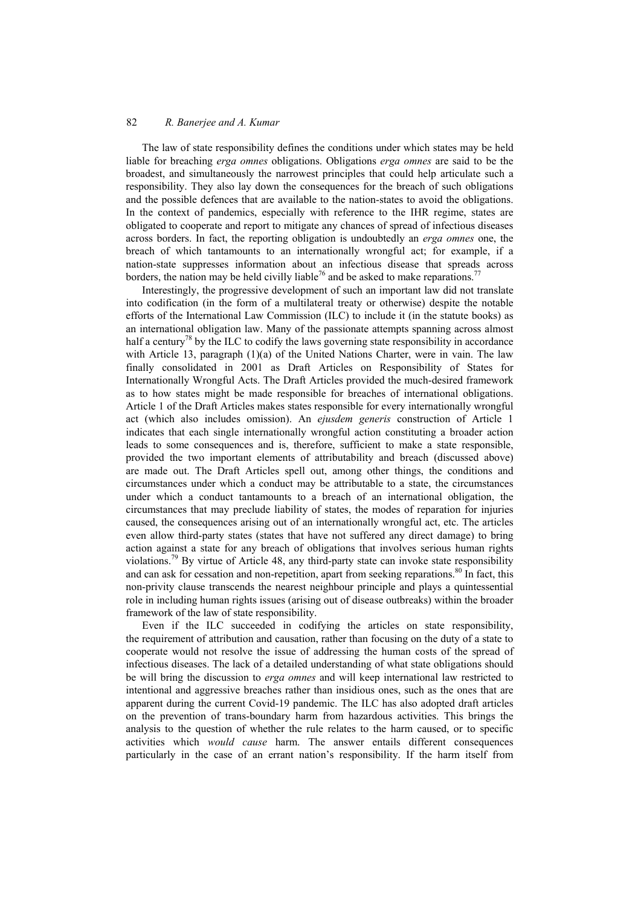The law of state responsibility defines the conditions under which states may be held liable for breaching *erga omnes* obligations. Obligations *erga omnes* are said to be the broadest, and simultaneously the narrowest principles that could help articulate such a responsibility. They also lay down the consequences for the breach of such obligations and the possible defences that are available to the nation-states to avoid the obligations. In the context of pandemics, especially with reference to the IHR regime, states are obligated to cooperate and report to mitigate any chances of spread of infectious diseases across borders. In fact, the reporting obligation is undoubtedly an *erga omnes* one, the breach of which tantamounts to an internationally wrongful act; for example, if a nation-state suppresses information about an infectious disease that spreads across borders, the nation may be held civilly liable[76] and be asked to make reparations.[77]

Interestingly, the progressive development of such an important law did not translate into codification (in the form of a multilateral treaty or otherwise) despite the notable efforts of the International Law Commission (ILC) to include it (in the statute books) as an international obligation law. Many of the passionate attempts spanning across almost half a century[78] by the ILC to codify the laws governing state responsibility in accordance with Article 13, paragraph (1)(a) of the United Nations Charter, were in vain. The law finally consolidated in 2001 as Draft Articles on Responsibility of States for Internationally Wrongful Acts. The Draft Articles provided the much-desired framework as to how states might be made responsible for breaches of international obligations. Article 1 of the Draft Articles makes states responsible for every internationally wrongful act (which also includes omission). An *ejusdem generis* construction of Article 1 indicates that each single internationally wrongful action constituting a broader action leads to some consequences and is, therefore, sufficient to make a state responsible, provided the two important elements of attributability and breach (discussed above) are made out. The Draft Articles spell out, among other things, the conditions and circumstances under which a conduct may be attributable to a state, the circumstances under which a conduct tantamounts to a breach of an international obligation, the circumstances that may preclude liability of states, the modes of reparation for injuries caused, the consequences arising out of an internationally wrongful act, etc. The articles even allow third-party states (states that have not suffered any direct damage) to bring action against a state for any breach of obligations that involves serious human rights violations.[79] By virtue of Article 48, any third-party state can invoke state responsibility and can ask for cessation and non-repetition, apart from seeking reparations.[80] In fact, this non-privity clause transcends the nearest neighbour principle and plays a quintessential role in including human rights issues (arising out of disease outbreaks) within the broader framework of the law of state responsibility.

Even if the ILC succeeded in codifying the articles on state responsibility, the requirement of attribution and causation, rather than focusing on the duty of a state to cooperate would not resolve the issue of addressing the human costs of the spread of infectious diseases. The lack of a detailed understanding of what state obligations should be will bring the discussion to *erga omnes* and will keep international law restricted to intentional and aggressive breaches rather than insidious ones, such as the ones that are apparent during the current Covid-19 pandemic. The ILC has also adopted draft articles on the prevention of trans-boundary harm from hazardous activities. This brings the analysis to the question of whether the rule relates to the harm caused, or to specific activities which *would cause* harm. The answer entails different consequences particularly in the case of an errant nation's responsibility. If the harm itself from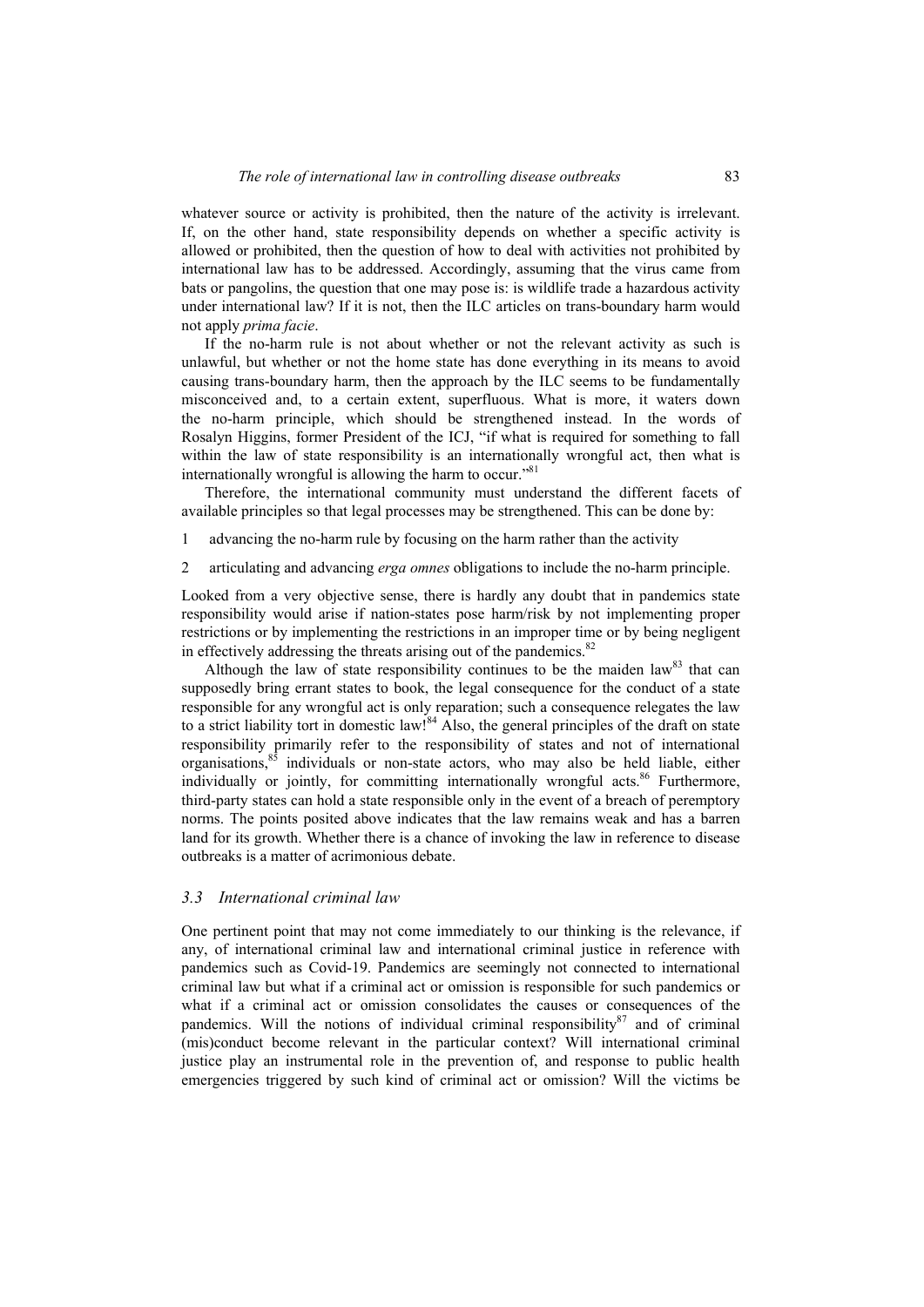whatever source or activity is prohibited, then the nature of the activity is irrelevant. If, on the other hand, state responsibility depends on whether a specific activity is allowed or prohibited, then the question of how to deal with activities not prohibited by international law has to be addressed. Accordingly, assuming that the virus came from bats or pangolins, the question that one may pose is: is wildlife trade a hazardous activity under international law? If it is not, then the ILC articles on trans-boundary harm would not apply *prima facie*.

If the no-harm rule is not about whether or not the relevant activity as such is unlawful, but whether or not the home state has done everything in its means to avoid causing trans-boundary harm, then the approach by the ILC seems to be fundamentally misconceived and, to a certain extent, superfluous. What is more, it waters down the no-harm principle, which should be strengthened instead. In the words of Rosalyn Higgins, former President of the ICJ, "if what is required for something to fall within the law of state responsibility is an internationally wrongful act, then what is internationally wrongful is allowing the harm to occur."[81]

Therefore, the international community must understand the different facets of available principles so that legal processes may be strengthened. This can be done by:

1. advancing the no-harm rule by focusing on the harm rather than the activity
2. articulating and advancing *erga omnes* obligations to include the no-harm principle.

Looked from a very objective sense, there is hardly any doubt that in pandemics state responsibility would arise if nation-states pose harm/risk by not implementing proper restrictions or by implementing the restrictions in an improper time or by being negligent in effectively addressing the threats arising out of the pandemics.[82]

Although the law of state responsibility continues to be the maiden law[83] that can supposedly bring errant states to book, the legal consequence for the conduct of a state responsible for any wrongful act is only reparation; such a consequence relegates the law to a strict liability tort in domestic law![84] Also, the general principles of the draft on state responsibility primarily refer to the responsibility of states and not of international organisations,[85] individuals or non-state actors, who may also be held liable, either individually or jointly, for committing internationally wrongful acts.[86] Furthermore, third-party states can hold a state responsible only in the event of a breach of peremptory norms. The points posited above indicates that the law remains weak and has a barren land for its growth. Whether there is a chance of invoking the law in reference to disease outbreaks is a matter of acrimonious debate.

### *3.3 International criminal law*

One pertinent point that may not come immediately to our thinking is the relevance, if any, of international criminal law and international criminal justice in reference with pandemics such as Covid-19. Pandemics are seemingly not connected to international criminal law but what if a criminal act or omission is responsible for such pandemics or what if a criminal act or omission consolidates the causes or consequences of the pandemics. Will the notions of individual criminal responsibility[87] and of criminal (mis)conduct become relevant in the particular context? Will international criminal justice play an instrumental role in the prevention of, and response to public health emergencies triggered by such kind of criminal act or omission? Will the victims be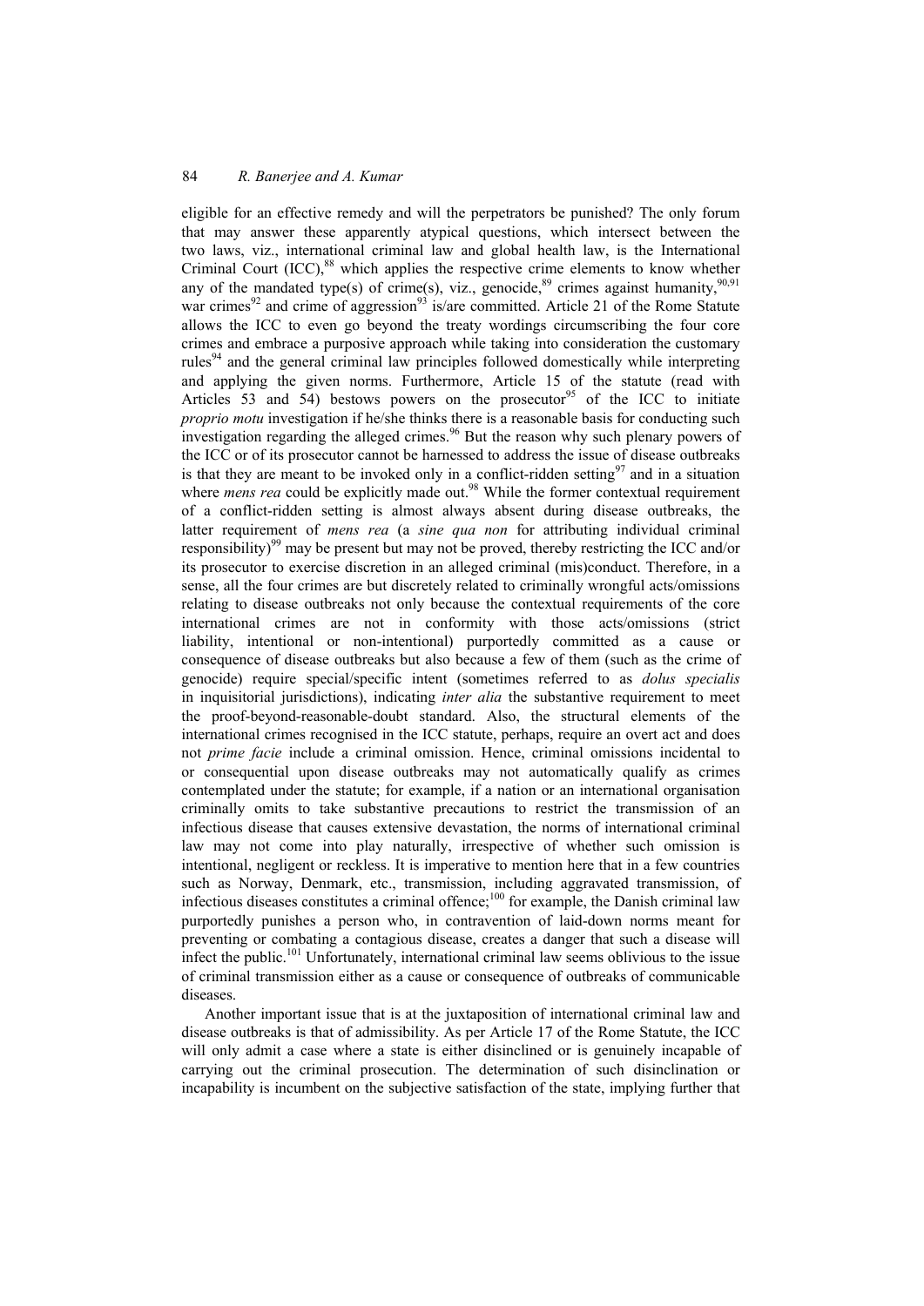eligible for an effective remedy and will the perpetrators be punished? The only forum that may answer these apparently atypical questions, which intersect between the two laws, viz., international criminal law and global health law, is the International Criminal Court (ICC),[88] which applies the respective crime elements to know whether any of the mandated type(s) of crime(s), viz., genocide,[89] crimes against humanity,[90,91] war crimes[92] and crime of aggression[93] is/are committed. Article 21 of the Rome Statute allows the ICC to even go beyond the treaty wordings circumscribing the four core crimes and embrace a purposive approach while taking into consideration the customary rules[94] and the general criminal law principles followed domestically while interpreting and applying the given norms. Furthermore, Article 15 of the statute (read with Articles 53 and 54) bestows powers on the prosecutor[95] of the ICC to initiate *proprio motu* investigation if he/she thinks there is a reasonable basis for conducting such investigation regarding the alleged crimes.[96] But the reason why such plenary powers of the ICC or of its prosecutor cannot be harnessed to address the issue of disease outbreaks is that they are meant to be invoked only in a conflict-ridden setting[97] and in a situation where *mens rea* could be explicitly made out.[98] While the former contextual requirement of a conflict-ridden setting is almost always absent during disease outbreaks, the latter requirement of *mens rea* (a *sine qua non* for attributing individual criminal responsibility)[99] may be present but may not be proved, thereby restricting the ICC and/or its prosecutor to exercise discretion in an alleged criminal (mis)conduct. Therefore, in a sense, all the four crimes are but discretely related to criminally wrongful acts/omissions relating to disease outbreaks not only because the contextual requirements of the core international crimes are not in conformity with those acts/omissions (strict liability, intentional or non-intentional) purportedly committed as a cause or consequence of disease outbreaks but also because a few of them (such as the crime of genocide) require special/specific intent (sometimes referred to as *dolus specialis* in inquisitorial jurisdictions), indicating *inter alia* the substantive requirement to meet the proof-beyond-reasonable-doubt standard. Also, the structural elements of the international crimes recognised in the ICC statute, perhaps, require an overt act and does not *prime facie* include a criminal omission. Hence, criminal omissions incidental to or consequential upon disease outbreaks may not automatically qualify as crimes contemplated under the statute; for example, if a nation or an international organisation criminally omits to take substantive precautions to restrict the transmission of an infectious disease that causes extensive devastation, the norms of international criminal law may not come into play naturally, irrespective of whether such omission is intentional, negligent or reckless. It is imperative to mention here that in a few countries such as Norway, Denmark, etc., transmission, including aggravated transmission, of infectious diseases constitutes a criminal offence;[100] for example, the Danish criminal law purportedly punishes a person who, in contravention of laid-down norms meant for preventing or combating a contagious disease, creates a danger that such a disease will infect the public.[101] Unfortunately, international criminal law seems oblivious to the issue of criminal transmission either as a cause or consequence of outbreaks of communicable diseases.

Another important issue that is at the juxtaposition of international criminal law and disease outbreaks is that of admissibility. As per Article 17 of the Rome Statute, the ICC will only admit a case where a state is either disinclined or is genuinely incapable of carrying out the criminal prosecution. The determination of such disinclination or incapability is incumbent on the subjective satisfaction of the state, implying further that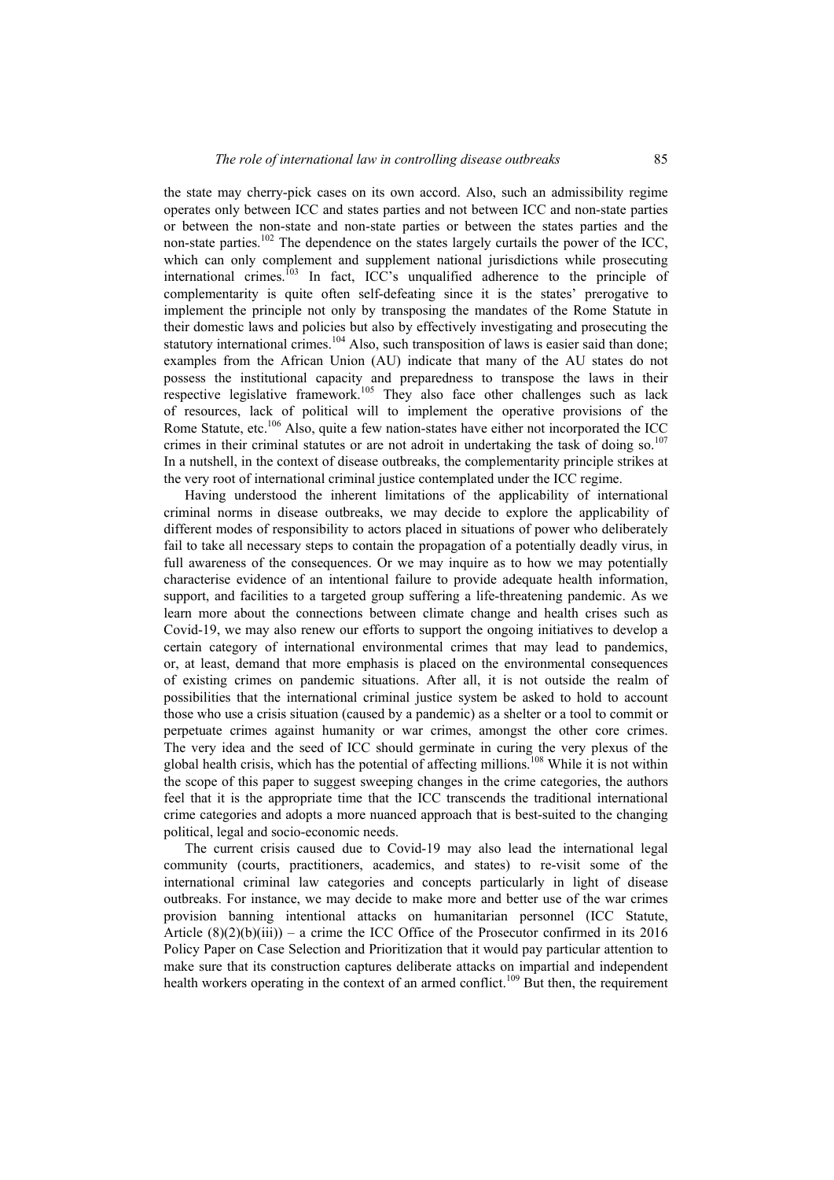the state may cherry-pick cases on its own accord. Also, such an admissibility regime operates only between ICC and states parties and not between ICC and non-state parties or between the non-state and non-state parties or between the states parties and the non-state parties.[102] The dependence on the states largely curtails the power of the ICC, which can only complement and supplement national jurisdictions while prosecuting international crimes.[103] In fact, ICC's unqualified adherence to the principle of complementarity is quite often self-defeating since it is the states' prerogative to implement the principle not only by transposing the mandates of the Rome Statute in their domestic laws and policies but also by effectively investigating and prosecuting the statutory international crimes.[104] Also, such transposition of laws is easier said than done; examples from the African Union (AU) indicate that many of the AU states do not possess the institutional capacity and preparedness to transpose the laws in their respective legislative framework.[105] They also face other challenges such as lack of resources, lack of political will to implement the operative provisions of the Rome Statute, etc.[106] Also, quite a few nation-states have either not incorporated the ICC crimes in their criminal statutes or are not adroit in undertaking the task of doing so.[107] In a nutshell, in the context of disease outbreaks, the complementarity principle strikes at the very root of international criminal justice contemplated under the ICC regime.

Having understood the inherent limitations of the applicability of international criminal norms in disease outbreaks, we may decide to explore the applicability of different modes of responsibility to actors placed in situations of power who deliberately fail to take all necessary steps to contain the propagation of a potentially deadly virus, in full awareness of the consequences. Or we may inquire as to how we may potentially characterise evidence of an intentional failure to provide adequate health information, support, and facilities to a targeted group suffering a life-threatening pandemic. As we learn more about the connections between climate change and health crises such as Covid-19, we may also renew our efforts to support the ongoing initiatives to develop a certain category of international environmental crimes that may lead to pandemics, or, at least, demand that more emphasis is placed on the environmental consequences of existing crimes on pandemic situations. After all, it is not outside the realm of possibilities that the international criminal justice system be asked to hold to account those who use a crisis situation (caused by a pandemic) as a shelter or a tool to commit or perpetuate crimes against humanity or war crimes, amongst the other core crimes. The very idea and the seed of ICC should germinate in curing the very plexus of the global health crisis, which has the potential of affecting millions.[108] While it is not within the scope of this paper to suggest sweeping changes in the crime categories, the authors feel that it is the appropriate time that the ICC transcends the traditional international crime categories and adopts a more nuanced approach that is best-suited to the changing political, legal and socio-economic needs.

The current crisis caused due to Covid-19 may also lead the international legal community (courts, practitioners, academics, and states) to re-visit some of the international criminal law categories and concepts particularly in light of disease outbreaks. For instance, we may decide to make more and better use of the war crimes provision banning intentional attacks on humanitarian personnel (ICC Statute, Article (8)(2)(b)(iii)) – a crime the ICC Office of the Prosecutor confirmed in its 2016 Policy Paper on Case Selection and Prioritization that it would pay particular attention to make sure that its construction captures deliberate attacks on impartial and independent health workers operating in the context of an armed conflict.[109] But then, the requirement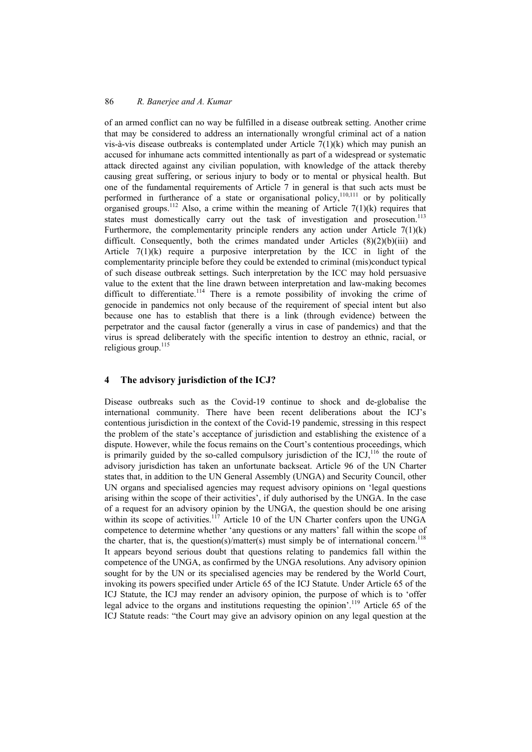of an armed conflict can no way be fulfilled in a disease outbreak setting. Another crime that may be considered to address an internationally wrongful criminal act of a nation vis-à-vis disease outbreaks is contemplated under Article 7(1)(k) which may punish an accused for inhumane acts committed intentionally as part of a widespread or systematic attack directed against any civilian population, with knowledge of the attack thereby causing great suffering, or serious injury to body or to mental or physical health. But one of the fundamental requirements of Article 7 in general is that such acts must be performed in furtherance of a state or organisational policy,[110,111] or by politically organised groups.[112] Also, a crime within the meaning of Article 7(1)(k) requires that states must domestically carry out the task of investigation and prosecution.[113] Furthermore, the complementarity principle renders any action under Article 7(1)(k) difficult. Consequently, both the crimes mandated under Articles (8)(2)(b)(iii) and Article 7(1)(k) require a purposive interpretation by the ICC in light of the complementarity principle before they could be extended to criminal (mis)conduct typical of such disease outbreak settings. Such interpretation by the ICC may hold persuasive value to the extent that the line drawn between interpretation and law-making becomes difficult to differentiate.[114] There is a remote possibility of invoking the crime of genocide in pandemics not only because of the requirement of special intent but also because one has to establish that there is a link (through evidence) between the perpetrator and the causal factor (generally a virus in case of pandemics) and that the virus is spread deliberately with the specific intention to destroy an ethnic, racial, or religious group.[115]

## 4 The advisory jurisdiction of the ICJ?

Disease outbreaks such as the Covid-19 continue to shock and de-globalise the international community. There have been recent deliberations about the ICJ's contentious jurisdiction in the context of the Covid-19 pandemic, stressing in this respect the problem of the state's acceptance of jurisdiction and establishing the existence of a dispute. However, while the focus remains on the Court's contentious proceedings, which is primarily guided by the so-called compulsory jurisdiction of the ICJ,[116] the route of advisory jurisdiction has taken an unfortunate backseat. Article 96 of the UN Charter states that, in addition to the UN General Assembly (UNGA) and Security Council, other UN organs and specialised agencies may request advisory opinions on 'legal questions arising within the scope of their activities', if duly authorised by the UNGA. In the case of a request for an advisory opinion by the UNGA, the question should be one arising within its scope of activities.[117] Article 10 of the UN Charter confers upon the UNGA competence to determine whether 'any questions or any matters' fall within the scope of the charter, that is, the question(s)/matter(s) must simply be of international concern.[118] It appears beyond serious doubt that questions relating to pandemics fall within the competence of the UNGA, as confirmed by the UNGA resolutions. Any advisory opinion sought for by the UN or its specialised agencies may be rendered by the World Court, invoking its powers specified under Article 65 of the ICJ Statute. Under Article 65 of the ICJ Statute, the ICJ may render an advisory opinion, the purpose of which is to 'offer legal advice to the organs and institutions requesting the opinion'.[119] Article 65 of the ICJ Statute reads: "the Court may give an advisory opinion on any legal question at the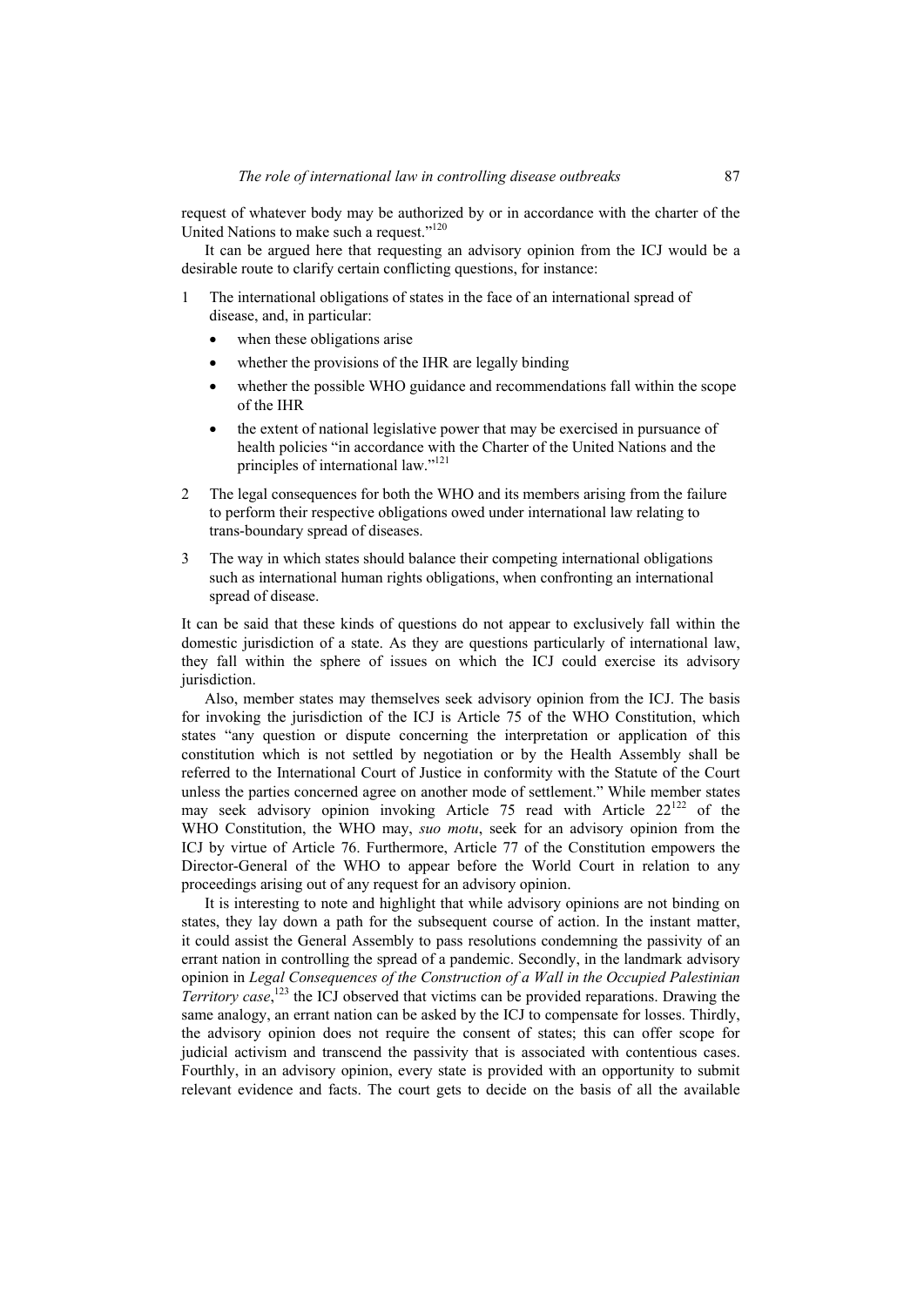request of whatever body may be authorized by or in accordance with the charter of the United Nations to make such a request."[120]

It can be argued here that requesting an advisory opinion from the ICJ would be a desirable route to clarify certain conflicting questions, for instance:

1 The international obligations of states in the face of an international spread of disease, and, in particular:
   - when these obligations arise
   - whether the provisions of the IHR are legally binding
   - whether the possible WHO guidance and recommendations fall within the scope of the IHR
   - the extent of national legislative power that may be exercised in pursuance of health policies "in accordance with the Charter of the United Nations and the principles of international law."[121]
2 The legal consequences for both the WHO and its members arising from the failure to perform their respective obligations owed under international law relating to trans-boundary spread of diseases.
3 The way in which states should balance their competing international obligations such as international human rights obligations, when confronting an international spread of disease.

It can be said that these kinds of questions do not appear to exclusively fall within the domestic jurisdiction of a state. As they are questions particularly of international law, they fall within the sphere of issues on which the ICJ could exercise its advisory jurisdiction.

Also, member states may themselves seek advisory opinion from the ICJ. The basis for invoking the jurisdiction of the ICJ is Article 75 of the WHO Constitution, which states "any question or dispute concerning the interpretation or application of this constitution which is not settled by negotiation or by the Health Assembly shall be referred to the International Court of Justice in conformity with the Statute of the Court unless the parties concerned agree on another mode of settlement." While member states may seek advisory opinion invoking Article 75 read with Article 22[122] of the WHO Constitution, the WHO may, *suo motu*, seek for an advisory opinion from the ICJ by virtue of Article 76. Furthermore, Article 77 of the Constitution empowers the Director-General of the WHO to appear before the World Court in relation to any proceedings arising out of any request for an advisory opinion.

It is interesting to note and highlight that while advisory opinions are not binding on states, they lay down a path for the subsequent course of action. In the instant matter, it could assist the General Assembly to pass resolutions condemning the passivity of an errant nation in controlling the spread of a pandemic. Secondly, in the landmark advisory opinion in *Legal Consequences of the Construction of a Wall in the Occupied Palestinian Territory case*,[123] the ICJ observed that victims can be provided reparations. Drawing the same analogy, an errant nation can be asked by the ICJ to compensate for losses. Thirdly, the advisory opinion does not require the consent of states; this can offer scope for judicial activism and transcend the passivity that is associated with contentious cases. Fourthly, in an advisory opinion, every state is provided with an opportunity to submit relevant evidence and facts. The court gets to decide on the basis of all the available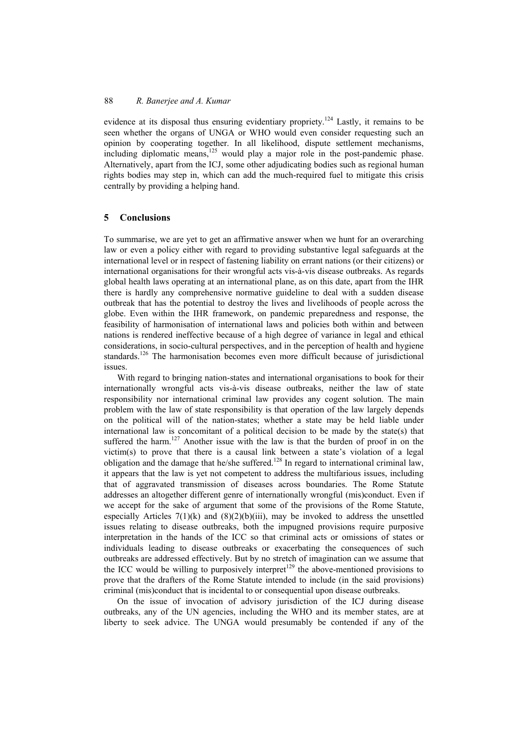evidence at its disposal thus ensuring evidentiary propriety.[124] Lastly, it remains to be seen whether the organs of UNGA or WHO would even consider requesting such an opinion by cooperating together. In all likelihood, dispute settlement mechanisms, including diplomatic means,[125] would play a major role in the post-pandemic phase. Alternatively, apart from the ICJ, some other adjudicating bodies such as regional human rights bodies may step in, which can add the much-required fuel to mitigate this crisis centrally by providing a helping hand.

## 5 Conclusions

To summarise, we are yet to get an affirmative answer when we hunt for an overarching law or even a policy either with regard to providing substantive legal safeguards at the international level or in respect of fastening liability on errant nations (or their citizens) or international organisations for their wrongful acts vis-à-vis disease outbreaks. As regards global health laws operating at an international plane, as on this date, apart from the IHR there is hardly any comprehensive normative guideline to deal with a sudden disease outbreak that has the potential to destroy the lives and livelihoods of people across the globe. Even within the IHR framework, on pandemic preparedness and response, the feasibility of harmonisation of international laws and policies both within and between nations is rendered ineffective because of a high degree of variance in legal and ethical considerations, in socio-cultural perspectives, and in the perception of health and hygiene standards.[126] The harmonisation becomes even more difficult because of jurisdictional issues.

With regard to bringing nation-states and international organisations to book for their internationally wrongful acts vis-à-vis disease outbreaks, neither the law of state responsibility nor international criminal law provides any cogent solution. The main problem with the law of state responsibility is that operation of the law largely depends on the political will of the nation-states; whether a state may be held liable under international law is concomitant of a political decision to be made by the state(s) that suffered the harm.[127] Another issue with the law is that the burden of proof in on the victim(s) to prove that there is a causal link between a state's violation of a legal obligation and the damage that he/she suffered.[128] In regard to international criminal law, it appears that the law is yet not competent to address the multifarious issues, including that of aggravated transmission of diseases across boundaries. The Rome Statute addresses an altogether different genre of internationally wrongful (mis)conduct. Even if we accept for the sake of argument that some of the provisions of the Rome Statute, especially Articles 7(1)(k) and (8)(2)(b)(iii), may be invoked to address the unsettled issues relating to disease outbreaks, both the impugned provisions require purposive interpretation in the hands of the ICC so that criminal acts or omissions of states or individuals leading to disease outbreaks or exacerbating the consequences of such outbreaks are addressed effectively. But by no stretch of imagination can we assume that the ICC would be willing to purposively interpret[129] the above-mentioned provisions to prove that the drafters of the Rome Statute intended to include (in the said provisions) criminal (mis)conduct that is incidental to or consequential upon disease outbreaks.

On the issue of invocation of advisory jurisdiction of the ICJ during disease outbreaks, any of the UN agencies, including the WHO and its member states, are at liberty to seek advice. The UNGA would presumably be contended if any of the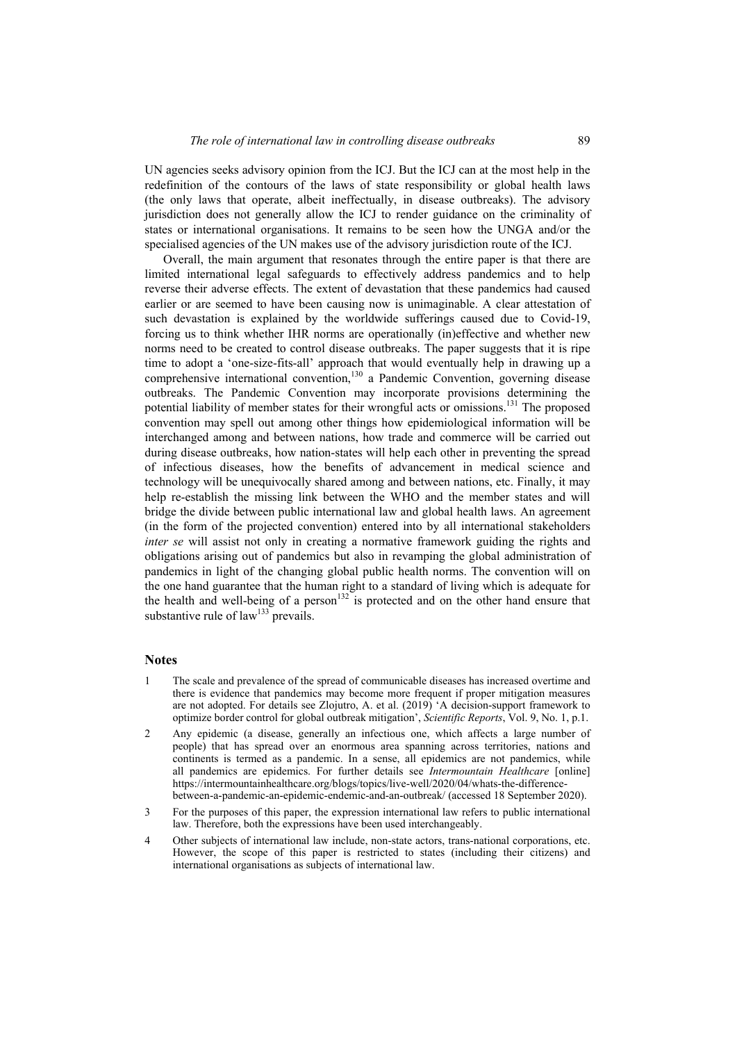UN agencies seeks advisory opinion from the ICJ. But the ICJ can at the most help in the redefinition of the contours of the laws of state responsibility or global health laws (the only laws that operate, albeit ineffectually, in disease outbreaks). The advisory jurisdiction does not generally allow the ICJ to render guidance on the criminality of states or international organisations. It remains to be seen how the UNGA and/or the specialised agencies of the UN makes use of the advisory jurisdiction route of the ICJ.

Overall, the main argument that resonates through the entire paper is that there are limited international legal safeguards to effectively address pandemics and to help reverse their adverse effects. The extent of devastation that these pandemics had caused earlier or are seemed to have been causing now is unimaginable. A clear attestation of such devastation is explained by the worldwide sufferings caused due to Covid-19, forcing us to think whether IHR norms are operationally (in)effective and whether new norms need to be created to control disease outbreaks. The paper suggests that it is ripe time to adopt a 'one-size-fits-all' approach that would eventually help in drawing up a comprehensive international convention,[130] a Pandemic Convention, governing disease outbreaks. The Pandemic Convention may incorporate provisions determining the potential liability of member states for their wrongful acts or omissions.[131] The proposed convention may spell out among other things how epidemiological information will be interchanged among and between nations, how trade and commerce will be carried out during disease outbreaks, how nation-states will help each other in preventing the spread of infectious diseases, how the benefits of advancement in medical science and technology will be unequivocally shared among and between nations, etc. Finally, it may help re-establish the missing link between the WHO and the member states and will bridge the divide between public international law and global health laws. An agreement (in the form of the projected convention) entered into by all international stakeholders *inter se* will assist not only in creating a normative framework guiding the rights and obligations arising out of pandemics but also in revamping the global administration of pandemics in light of the changing global public health norms. The convention will on the one hand guarantee that the human right to a standard of living which is adequate for the health and well-being of a person[132] is protected and on the other hand ensure that substantive rule of law[133] prevails.

## Notes

1. The scale and prevalence of the spread of communicable diseases has increased overtime and there is evidence that pandemics may become more frequent if proper mitigation measures are not adopted. For details see Zlojutro, A. et al. (2019) 'A decision-support framework to optimize border control for global outbreak mitigation', *Scientific Reports*, Vol. 9, No. 1, p.1.
2. Any epidemic (a disease, generally an infectious one, which affects a large number of people) that has spread over an enormous area spanning across territories, nations and continents is termed as a pandemic. In a sense, all epidemics are not pandemics, while all pandemics are epidemics. For further details see *Intermountain Healthcare* [online] https://intermountainhealthcare.org/blogs/topics/live-well/2020/04/whats-the-difference-between-a-pandemic-an-epidemic-endemic-and-an-outbreak/ (accessed 18 September 2020).
3. For the purposes of this paper, the expression international law refers to public international law. Therefore, both the expressions have been used interchangeably.
4. Other subjects of international law include, non-state actors, trans-national corporations, etc. However, the scope of this paper is restricted to states (including their citizens) and international organisations as subjects of international law.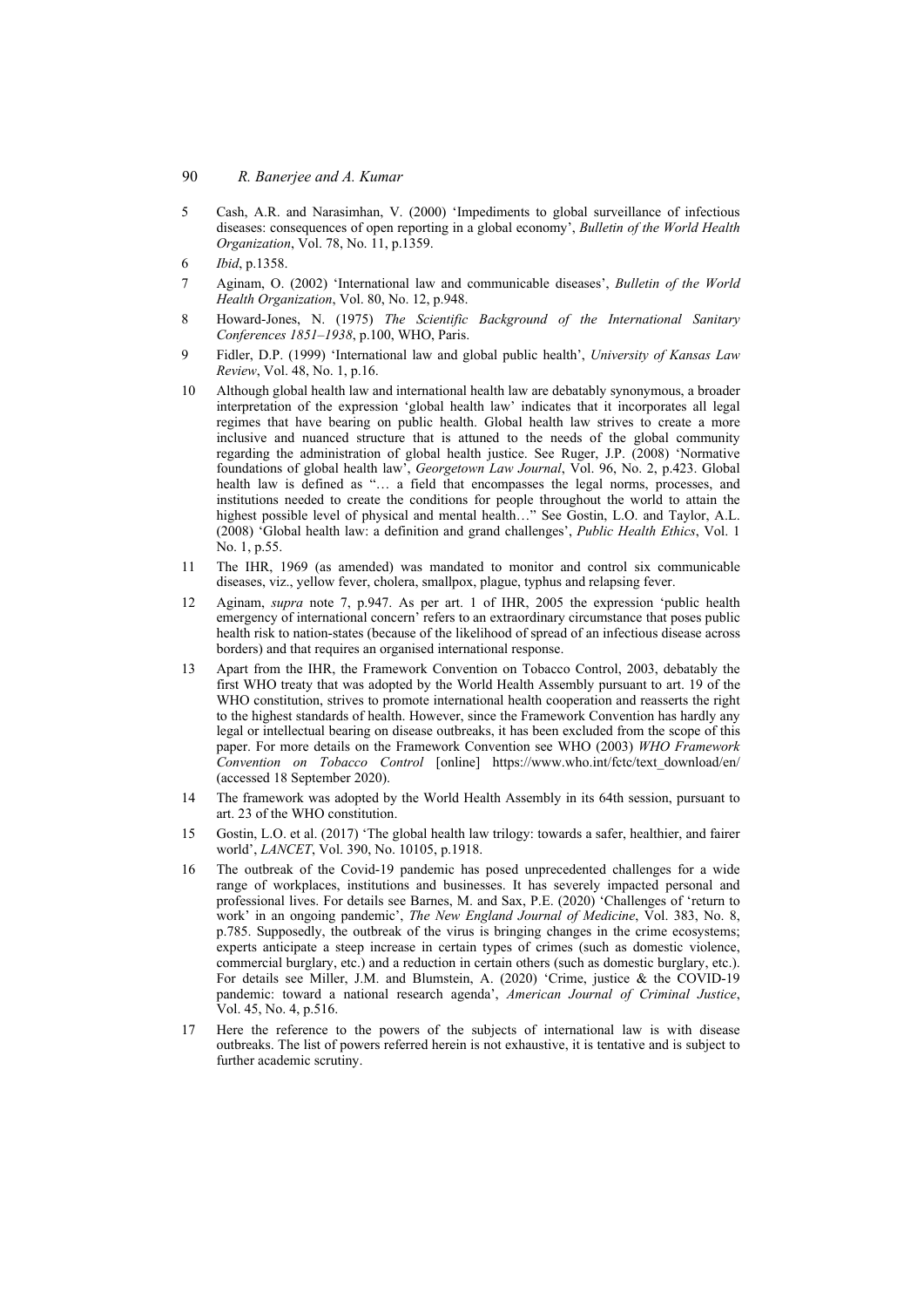5 Cash, A.R. and Narasimhan, V. (2000) 'Impediments to global surveillance of infectious diseases: consequences of open reporting in a global economy', *Bulletin of the World Health Organization*, Vol. 78, No. 11, p.1359.

6 *Ibid*, p.1358.

7 Aginam, O. (2002) 'International law and communicable diseases', *Bulletin of the World Health Organization*, Vol. 80, No. 12, p.948.

8 Howard-Jones, N. (1975) *The Scientific Background of the International Sanitary Conferences 1851–1938*, p.100, WHO, Paris.

9 Fidler, D.P. (1999) 'International law and global public health', *University of Kansas Law Review*, Vol. 48, No. 1, p.16.

10 Although global health law and international health law are debatably synonymous, a broader interpretation of the expression 'global health law' indicates that it incorporates all legal regimes that have bearing on public health. Global health law strives to create a more inclusive and nuanced structure that is attuned to the needs of the global community regarding the administration of global health justice. See Ruger, J.P. (2008) 'Normative foundations of global health law', *Georgetown Law Journal*, Vol. 96, No. 2, p.423. Global health law is defined as "… a field that encompasses the legal norms, processes, and institutions needed to create the conditions for people throughout the world to attain the highest possible level of physical and mental health…" See Gostin, L.O. and Taylor, A.L. (2008) 'Global health law: a definition and grand challenges', *Public Health Ethics*, Vol. 1 No. 1, p.55.

11 The IHR, 1969 (as amended) was mandated to monitor and control six communicable diseases, viz., yellow fever, cholera, smallpox, plague, typhus and relapsing fever.

12 Aginam, *supra* note 7, p.947. As per art. 1 of IHR, 2005 the expression 'public health emergency of international concern' refers to an extraordinary circumstance that poses public health risk to nation-states (because of the likelihood of spread of an infectious disease across borders) and that requires an organised international response.

13 Apart from the IHR, the Framework Convention on Tobacco Control, 2003, debatably the first WHO treaty that was adopted by the World Health Assembly pursuant to art. 19 of the WHO constitution, strives to promote international health cooperation and reasserts the right to the highest standards of health. However, since the Framework Convention has hardly any legal or intellectual bearing on disease outbreaks, it has been excluded from the scope of this paper. For more details on the Framework Convention see WHO (2003) *WHO Framework Convention on Tobacco Control* [online] https://www.who.int/fctc/text_download/en/ (accessed 18 September 2020).

14 The framework was adopted by the World Health Assembly in its 64th session, pursuant to art. 23 of the WHO constitution.

15 Gostin, L.O. et al. (2017) 'The global health law trilogy: towards a safer, healthier, and fairer world', *LANCET*, Vol. 390, No. 10105, p.1918.

16 The outbreak of the Covid-19 pandemic has posed unprecedented challenges for a wide range of workplaces, institutions and businesses. It has severely impacted personal and professional lives. For details see Barnes, M. and Sax, P.E. (2020) 'Challenges of 'return to work' in an ongoing pandemic', *The New England Journal of Medicine*, Vol. 383, No. 8, p.785. Supposedly, the outbreak of the virus is bringing changes in the crime ecosystems; experts anticipate a steep increase in certain types of crimes (such as domestic violence, commercial burglary, etc.) and a reduction in certain others (such as domestic burglary, etc.). For details see Miller, J.M. and Blumstein, A. (2020) 'Crime, justice & the COVID-19 pandemic: toward a national research agenda', *American Journal of Criminal Justice*, Vol. 45, No. 4, p.516.

17 Here the reference to the powers of the subjects of international law is with disease outbreaks. The list of powers referred herein is not exhaustive, it is tentative and is subject to further academic scrutiny.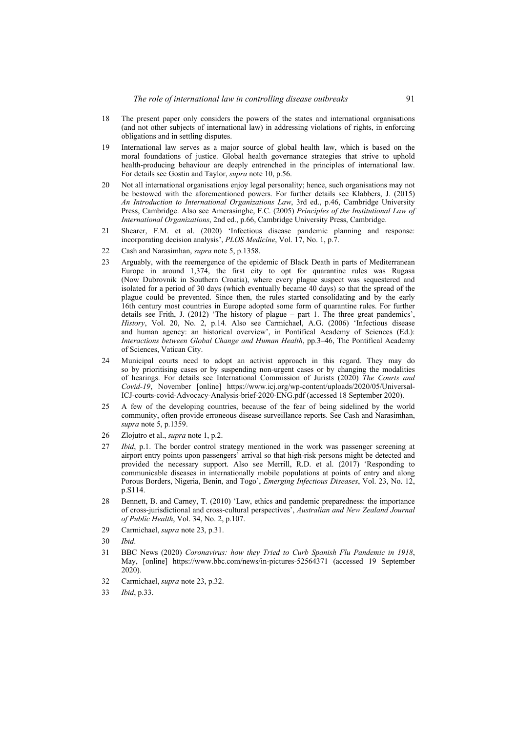18 The present paper only considers the powers of the states and international organisations (and not other subjects of international law) in addressing violations of rights, in enforcing obligations and in settling disputes.

19 International law serves as a major source of global health law, which is based on the moral foundations of justice. Global health governance strategies that strive to uphold health-producing behaviour are deeply entrenched in the principles of international law. For details see Gostin and Taylor, *supra* note 10, p.56.

20 Not all international organisations enjoy legal personality; hence, such organisations may not be bestowed with the aforementioned powers. For further details see Klabbers, J. (2015) *An Introduction to International Organizations Law*, 3rd ed., p.46, Cambridge University Press, Cambridge. Also see Amerasinghe, F.C. (2005) *Principles of the Institutional Law of International Organizations*, 2nd ed., p.66, Cambridge University Press, Cambridge.

21 Shearer, F.M. et al. (2020) 'Infectious disease pandemic planning and response: incorporating decision analysis', *PLOS Medicine*, Vol. 17, No. 1, p.7.

22 Cash and Narasimhan, *supra* note 5, p.1358.

23 Arguably, with the reemergence of the epidemic of Black Death in parts of Mediterranean Europe in around 1,374, the first city to opt for quarantine rules was Rugasa (Now Dubrovnik in Southern Croatia), where every plague suspect was sequestered and isolated for a period of 30 days (which eventually became 40 days) so that the spread of the plague could be prevented. Since then, the rules started consolidating and by the early 16th century most countries in Europe adopted some form of quarantine rules. For further details see Frith, J. (2012) 'The history of plague – part 1. The three great pandemics', *History*, Vol. 20, No. 2, p.14. Also see Carmichael, A.G. (2006) 'Infectious disease and human agency: an historical overview', in Pontifical Academy of Sciences (Ed.): *Interactions between Global Change and Human Health*, pp.3–46, The Pontifical Academy of Sciences, Vatican City.

24 Municipal courts need to adopt an activist approach in this regard. They may do so by prioritising cases or by suspending non-urgent cases or by changing the modalities of hearings. For details see International Commission of Jurists (2020) *The Courts and Covid-19*, November [online] https://www.icj.org/wp-content/uploads/2020/05/Universal-ICJ-courts-covid-Advocacy-Analysis-brief-2020-ENG.pdf (accessed 18 September 2020).

25 A few of the developing countries, because of the fear of being sidelined by the world community, often provide erroneous disease surveillance reports. See Cash and Narasimhan, *supra* note 5, p.1359.

26 Zlojutro et al., *supra* note 1, p.2.

27 *Ibid*, p.1. The border control strategy mentioned in the work was passenger screening at airport entry points upon passengers' arrival so that high-risk persons might be detected and provided the necessary support. Also see Merrill, R.D. et al. (2017) 'Responding to communicable diseases in internationally mobile populations at points of entry and along Porous Borders, Nigeria, Benin, and Togo', *Emerging Infectious Diseases*, Vol. 23, No. 12, p.S114.

28 Bennett, B. and Carney, T. (2010) 'Law, ethics and pandemic preparedness: the importance of cross-jurisdictional and cross-cultural perspectives', *Australian and New Zealand Journal of Public Health*, Vol. 34, No. 2, p.107.

29 Carmichael, *supra* note 23, p.31.

30 *Ibid*.

31 BBC News (2020) *Coronavirus: how they Tried to Curb Spanish Flu Pandemic in 1918*, May, [online] https://www.bbc.com/news/in-pictures-52564371 (accessed 19 September 2020).

32 Carmichael, *supra* note 23, p.32.

33 *Ibid*, p.33.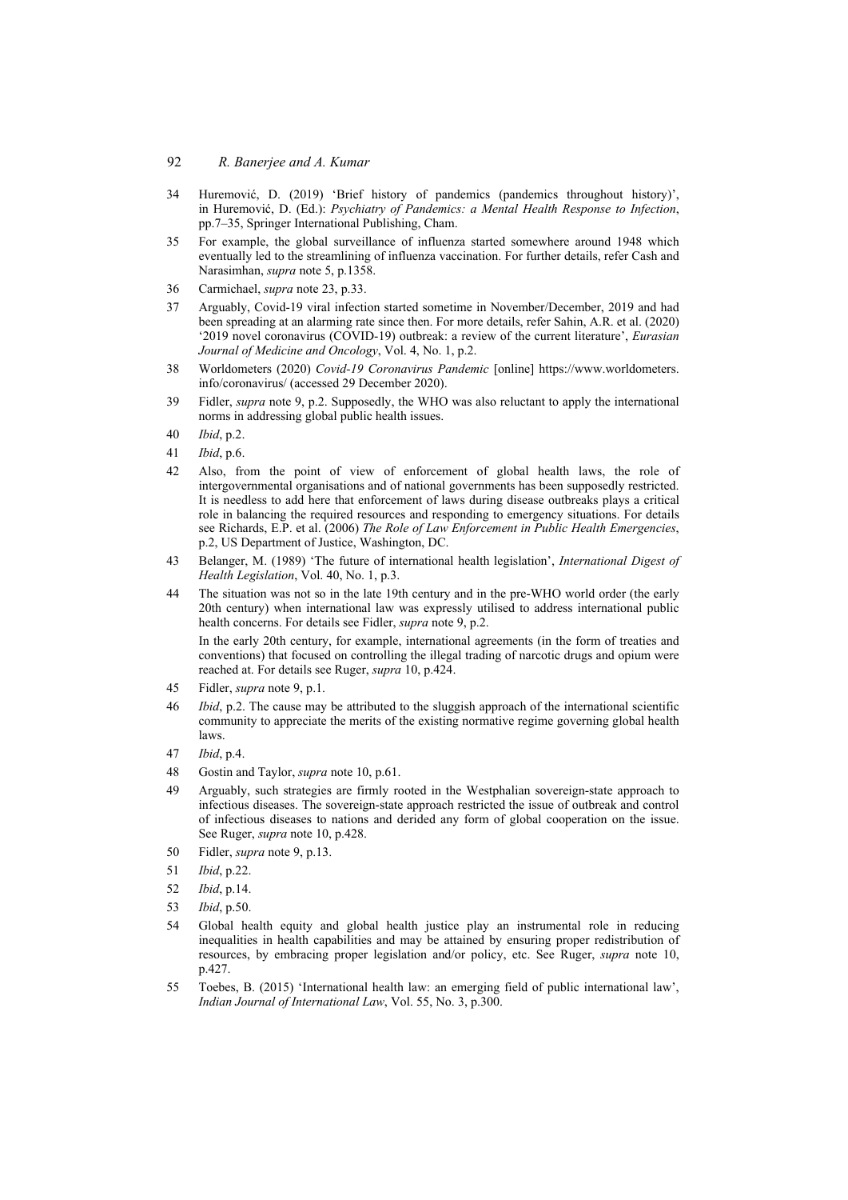34 Huremović, D. (2019) 'Brief history of pandemics (pandemics throughout history)', in Huremović, D. (Ed.): *Psychiatry of Pandemics: a Mental Health Response to Infection*, pp.7–35, Springer International Publishing, Cham.

35 For example, the global surveillance of influenza started somewhere around 1948 which eventually led to the streamlining of influenza vaccination. For further details, refer Cash and Narasimhan, *supra* note 5, p.1358.

36 Carmichael, *supra* note 23, p.33.

37 Arguably, Covid-19 viral infection started sometime in November/December, 2019 and had been spreading at an alarming rate since then. For more details, refer Sahin, A.R. et al. (2020) '2019 novel coronavirus (COVID-19) outbreak: a review of the current literature', *Eurasian Journal of Medicine and Oncology*, Vol. 4, No. 1, p.2.

38 Worldometers (2020) *Covid-19 Coronavirus Pandemic* [online] https://www.worldometers.info/coronavirus/ (accessed 29 December 2020).

39 Fidler, *supra* note 9, p.2. Supposedly, the WHO was also reluctant to apply the international norms in addressing global public health issues.

40 *Ibid*, p.2.

41 *Ibid*, p.6.

42 Also, from the point of view of enforcement of global health laws, the role of intergovernmental organisations and of national governments has been supposedly restricted. It is needless to add here that enforcement of laws during disease outbreaks plays a critical role in balancing the required resources and responding to emergency situations. For details see Richards, E.P. et al. (2006) *The Role of Law Enforcement in Public Health Emergencies*, p.2, US Department of Justice, Washington, DC.

43 Belanger, M. (1989) 'The future of international health legislation', *International Digest of Health Legislation*, Vol. 40, No. 1, p.3.

44 The situation was not so in the late 19th century and in the pre-WHO world order (the early 20th century) when international law was expressly utilised to address international public health concerns. For details see Fidler, *supra* note 9, p.2.

In the early 20th century, for example, international agreements (in the form of treaties and conventions) that focused on controlling the illegal trading of narcotic drugs and opium were reached at. For details see Ruger, *supra* 10, p.424.

45 Fidler, *supra* note 9, p.1.

46 *Ibid*, p.2. The cause may be attributed to the sluggish approach of the international scientific community to appreciate the merits of the existing normative regime governing global health laws.

47 *Ibid*, p.4.

48 Gostin and Taylor, *supra* note 10, p.61.

49 Arguably, such strategies are firmly rooted in the Westphalian sovereign-state approach to infectious diseases. The sovereign-state approach restricted the issue of outbreak and control of infectious diseases to nations and derided any form of global cooperation on the issue. See Ruger, *supra* note 10, p.428.

50 Fidler, *supra* note 9, p.13.

51 *Ibid*, p.22.

52 *Ibid*, p.14.

53 *Ibid*, p.50.

54 Global health equity and global health justice play an instrumental role in reducing inequalities in health capabilities and may be attained by ensuring proper redistribution of resources, by embracing proper legislation and/or policy, etc. See Ruger, *supra* note 10, p.427.

55 Toebes, B. (2015) 'International health law: an emerging field of public international law', *Indian Journal of International Law*, Vol. 55, No. 3, p.300.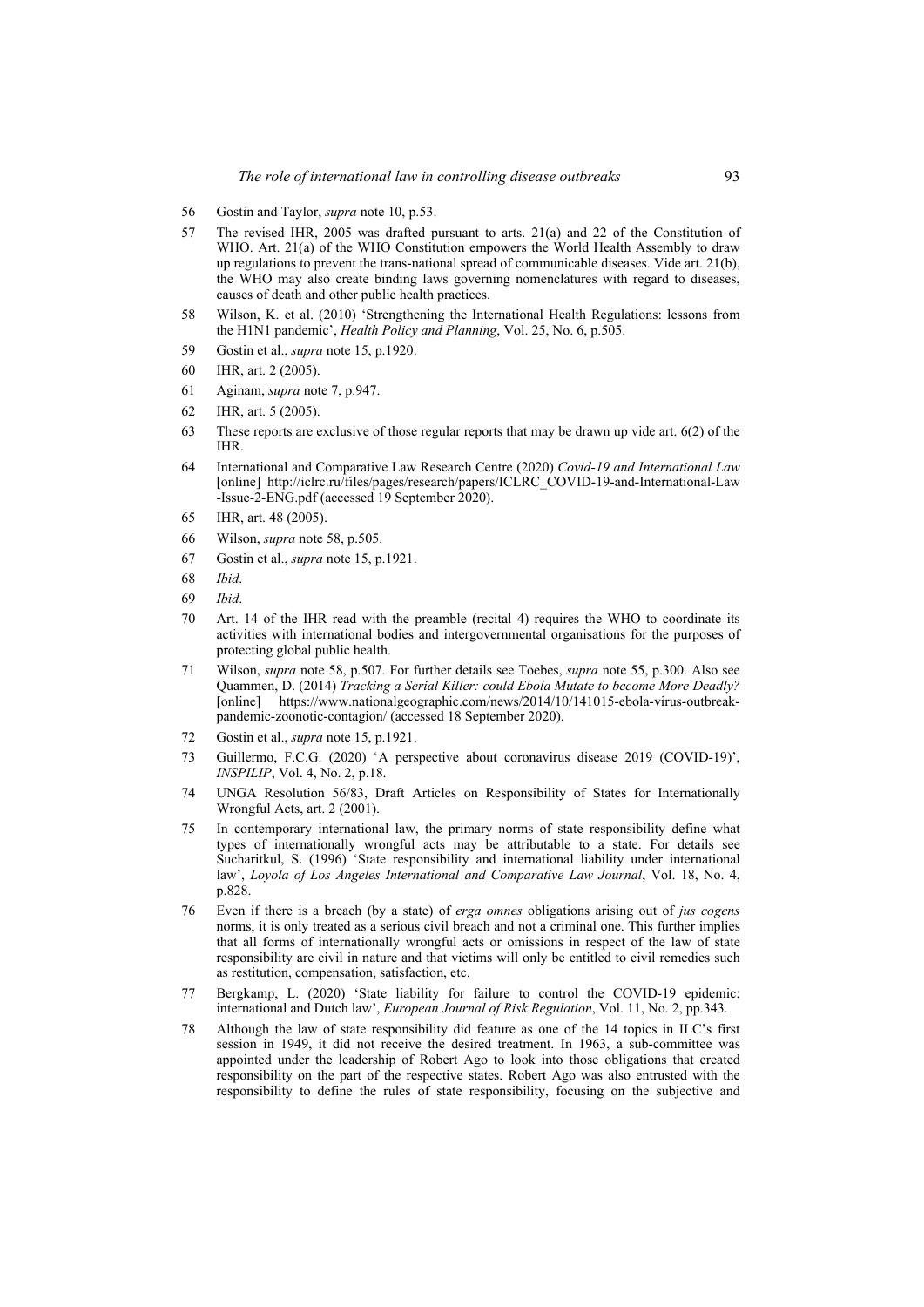56 Gostin and Taylor, *supra* note 10, p.53.

57 The revised IHR, 2005 was drafted pursuant to arts. 21(a) and 22 of the Constitution of WHO. Art. 21(a) of the WHO Constitution empowers the World Health Assembly to draw up regulations to prevent the trans-national spread of communicable diseases. Vide art. 21(b), the WHO may also create binding laws governing nomenclatures with regard to diseases, causes of death and other public health practices.

58 Wilson, K. et al. (2010) 'Strengthening the International Health Regulations: lessons from the H1N1 pandemic', *Health Policy and Planning*, Vol. 25, No. 6, p.505.

59 Gostin et al., *supra* note 15, p.1920.

60 IHR, art. 2 (2005).

61 Aginam, *supra* note 7, p.947.

62 IHR, art. 5 (2005).

63 These reports are exclusive of those regular reports that may be drawn up vide art. 6(2) of the IHR.

64 International and Comparative Law Research Centre (2020) *Covid-19 and International Law* [online] http://iclrc.ru/files/pages/research/papers/ICLRC_COVID-19-and-International-Law-Issue-2-ENG.pdf (accessed 19 September 2020).

65 IHR, art. 48 (2005).

66 Wilson, *supra* note 58, p.505.

67 Gostin et al., *supra* note 15, p.1921.

68 *Ibid*.

69 *Ibid*.

70 Art. 14 of the IHR read with the preamble (recital 4) requires the WHO to coordinate its activities with international bodies and intergovernmental organisations for the purposes of protecting global public health.

71 Wilson, *supra* note 58, p.507. For further details see Toebes, *supra* note 55, p.300. Also see Quammen, D. (2014) *Tracking a Serial Killer: could Ebola Mutate to become More Deadly?* [online] https://www.nationalgeographic.com/news/2014/10/141015-ebola-virus-outbreak-pandemic-zoonotic-contagion/ (accessed 18 September 2020).

72 Gostin et al., *supra* note 15, p.1921.

73 Guillermo, F.C.G. (2020) 'A perspective about coronavirus disease 2019 (COVID-19)', *INSPILIP*, Vol. 4, No. 2, p.18.

74 UNGA Resolution 56/83, Draft Articles on Responsibility of States for Internationally Wrongful Acts, art. 2 (2001).

75 In contemporary international law, the primary norms of state responsibility define what types of internationally wrongful acts may be attributable to a state. For details see Sucharitkul, S. (1996) 'State responsibility and international liability under international law', *Loyola of Los Angeles International and Comparative Law Journal*, Vol. 18, No. 4, p.828.

76 Even if there is a breach (by a state) of *erga omnes* obligations arising out of *jus cogens* norms, it is only treated as a serious civil breach and not a criminal one. This further implies that all forms of internationally wrongful acts or omissions in respect of the law of state responsibility are civil in nature and that victims will only be entitled to civil remedies such as restitution, compensation, satisfaction, etc.

77 Bergkamp, L. (2020) 'State liability for failure to control the COVID-19 epidemic: international and Dutch law', *European Journal of Risk Regulation*, Vol. 11, No. 2, pp.343.

78 Although the law of state responsibility did feature as one of the 14 topics in ILC's first session in 1949, it did not receive the desired treatment. In 1963, a sub-committee was appointed under the leadership of Robert Ago to look into those obligations that created responsibility on the part of the respective states. Robert Ago was also entrusted with the responsibility to define the rules of state responsibility, focusing on the subjective and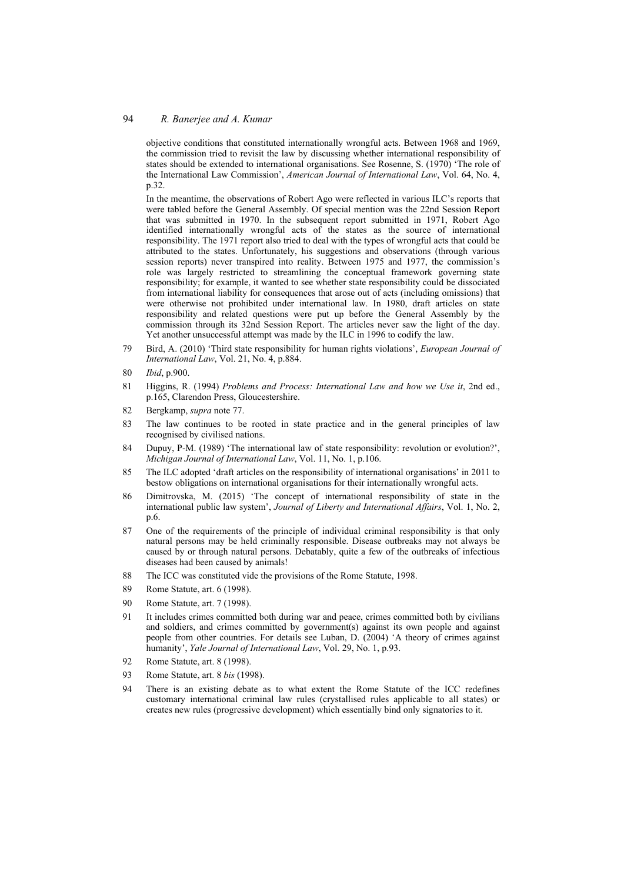objective conditions that constituted internationally wrongful acts. Between 1968 and 1969, the commission tried to revisit the law by discussing whether international responsibility of states should be extended to international organisations. See Rosenne, S. (1970) 'The role of the International Law Commission', *American Journal of International Law*, Vol. 64, No. 4, p.32.

In the meantime, the observations of Robert Ago were reflected in various ILC's reports that were tabled before the General Assembly. Of special mention was the 22nd Session Report that was submitted in 1970. In the subsequent report submitted in 1971, Robert Ago identified internationally wrongful acts of the states as the source of international responsibility. The 1971 report also tried to deal with the types of wrongful acts that could be attributed to the states. Unfortunately, his suggestions and observations (through various session reports) never transpired into reality. Between 1975 and 1977, the commission's role was largely restricted to streamlining the conceptual framework governing state responsibility; for example, it wanted to see whether state responsibility could be dissociated from international liability for consequences that arose out of acts (including omissions) that were otherwise not prohibited under international law. In 1980, draft articles on state responsibility and related questions were put up before the General Assembly by the commission through its 32nd Session Report. The articles never saw the light of the day. Yet another unsuccessful attempt was made by the ILC in 1996 to codify the law.

79 Bird, A. (2010) 'Third state responsibility for human rights violations', *European Journal of International Law*, Vol. 21, No. 4, p.884.

80 *Ibid*, p.900.

81 Higgins, R. (1994) *Problems and Process: International Law and how we Use it*, 2nd ed., p.165, Clarendon Press, Gloucestershire.

82 Bergkamp, *supra* note 77.

83 The law continues to be rooted in state practice and in the general principles of law recognised by civilised nations.

84 Dupuy, P-M. (1989) 'The international law of state responsibility: revolution or evolution?', *Michigan Journal of International Law*, Vol. 11, No. 1, p.106.

85 The ILC adopted 'draft articles on the responsibility of international organisations' in 2011 to bestow obligations on international organisations for their internationally wrongful acts.

86 Dimitrovska, M. (2015) 'The concept of international responsibility of state in the international public law system', *Journal of Liberty and International Affairs*, Vol. 1, No. 2, p.6.

87 One of the requirements of the principle of individual criminal responsibility is that only natural persons may be held criminally responsible. Disease outbreaks may not always be caused by or through natural persons. Debatably, quite a few of the outbreaks of infectious diseases had been caused by animals!

88 The ICC was constituted vide the provisions of the Rome Statute, 1998.

89 Rome Statute, art. 6 (1998).

90 Rome Statute, art. 7 (1998).

91 It includes crimes committed both during war and peace, crimes committed both by civilians and soldiers, and crimes committed by government(s) against its own people and against people from other countries. For details see Luban, D. (2004) 'A theory of crimes against humanity', *Yale Journal of International Law*, Vol. 29, No. 1, p.93.

92 Rome Statute, art. 8 (1998).

93 Rome Statute, art. 8 *bis* (1998).

94 There is an existing debate as to what extent the Rome Statute of the ICC redefines customary international criminal law rules (crystallised rules applicable to all states) or creates new rules (progressive development) which essentially bind only signatories to it.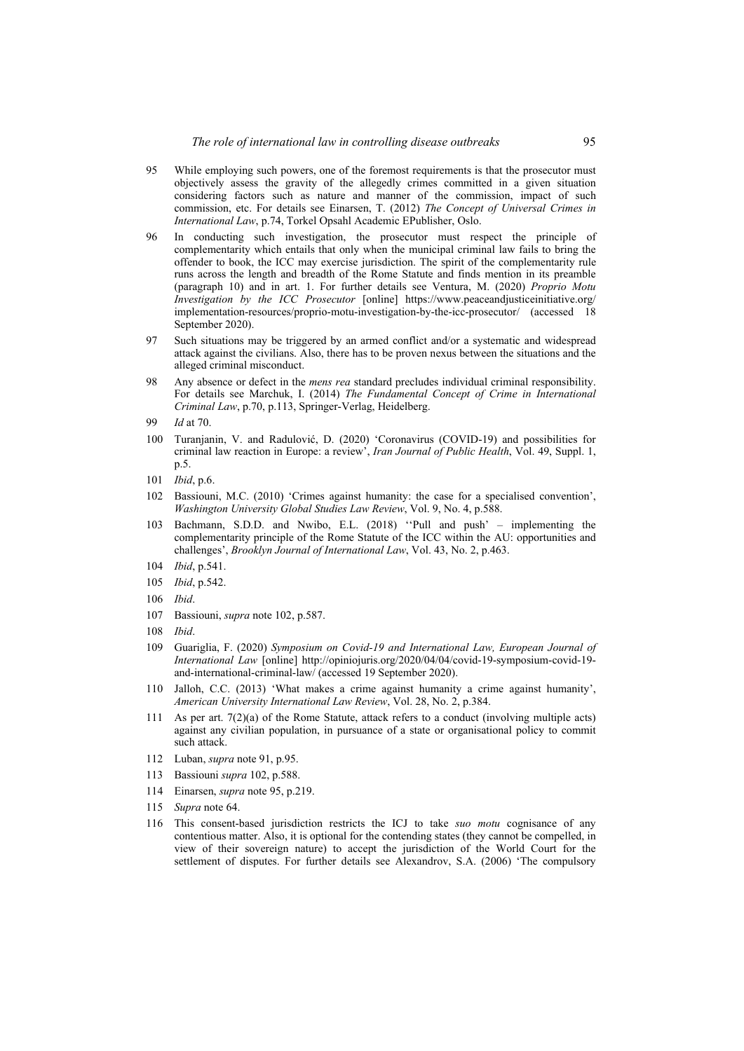95 While employing such powers, one of the foremost requirements is that the prosecutor must objectively assess the gravity of the allegedly crimes committed in a given situation considering factors such as nature and manner of the commission, impact of such commission, etc. For details see Einarsen, T. (2012) *The Concept of Universal Crimes in International Law*, p.74, Torkel Opsahl Academic EPublisher, Oslo.

96 In conducting such investigation, the prosecutor must respect the principle of complementarity which entails that only when the municipal criminal law fails to bring the offender to book, the ICC may exercise jurisdiction. The spirit of the complementarity rule runs across the length and breadth of the Rome Statute and finds mention in its preamble (paragraph 10) and in art. 1. For further details see Ventura, M. (2020) *Proprio Motu Investigation by the ICC Prosecutor* [online] https://www.peaceandjusticeinitiative.org/implementation-resources/proprio-motu-investigation-by-the-icc-prosecutor/ (accessed 18 September 2020).

97 Such situations may be triggered by an armed conflict and/or a systematic and widespread attack against the civilians. Also, there has to be proven nexus between the situations and the alleged criminal misconduct.

98 Any absence or defect in the *mens rea* standard precludes individual criminal responsibility. For details see Marchuk, I. (2014) *The Fundamental Concept of Crime in International Criminal Law*, p.70, p.113, Springer-Verlag, Heidelberg.

99 *Id* at 70.

100 Turanjanin, V. and Radulović, D. (2020) 'Coronavirus (COVID-19) and possibilities for criminal law reaction in Europe: a review', *Iran Journal of Public Health*, Vol. 49, Suppl. 1, p.5.

101 *Ibid*, p.6.

102 Bassiouni, M.C. (2010) 'Crimes against humanity: the case for a specialised convention', *Washington University Global Studies Law Review*, Vol. 9, No. 4, p.588.

103 Bachmann, S.D.D. and Nwibo, E.L. (2018) ''Pull and push' – implementing the complementarity principle of the Rome Statute of the ICC within the AU: opportunities and challenges', *Brooklyn Journal of International Law*, Vol. 43, No. 2, p.463.

104 *Ibid*, p.541.

105 *Ibid*, p.542.

106 *Ibid*.

107 Bassiouni, *supra* note 102, p.587.

108 *Ibid*.

109 Guariglia, F. (2020) *Symposium on Covid-19 and International Law, European Journal of International Law* [online] http://opiniojuris.org/2020/04/04/covid-19-symposium-covid-19-and-international-criminal-law/ (accessed 19 September 2020).

110 Jalloh, C.C. (2013) 'What makes a crime against humanity a crime against humanity', *American University International Law Review*, Vol. 28, No. 2, p.384.

111 As per art. 7(2)(a) of the Rome Statute, attack refers to a conduct (involving multiple acts) against any civilian population, in pursuance of a state or organisational policy to commit such attack.

112 Luban, *supra* note 91, p.95.

113 Bassiouni *supra* 102, p.588.

114 Einarsen, *supra* note 95, p.219.

115 *Supra* note 64.

116 This consent-based jurisdiction restricts the ICJ to take *suo motu* cognisance of any contentious matter. Also, it is optional for the contending states (they cannot be compelled, in view of their sovereign nature) to accept the jurisdiction of the World Court for the settlement of disputes. For further details see Alexandrov, S.A. (2006) 'The compulsory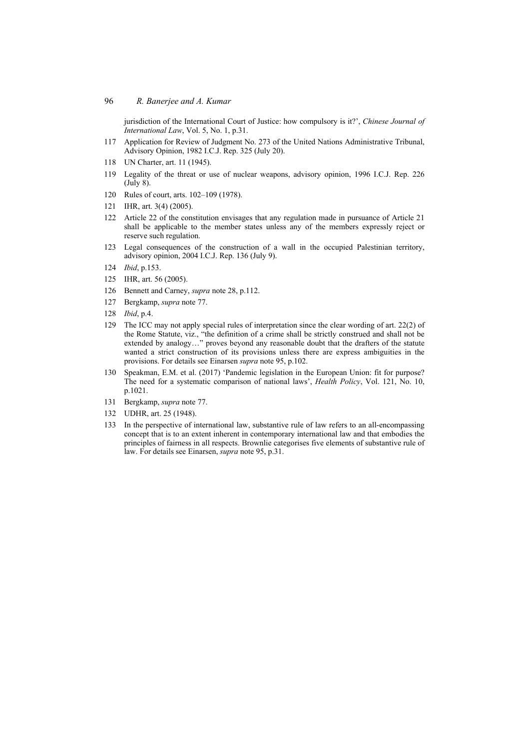jurisdiction of the International Court of Justice: how compulsory is it?', *Chinese Journal of International Law*, Vol. 5, No. 1, p.31.

117 Application for Review of Judgment No. 273 of the United Nations Administrative Tribunal, Advisory Opinion, 1982 I.C.J. Rep. 325 (July 20).

118 UN Charter, art. 11 (1945).

119 Legality of the threat or use of nuclear weapons, advisory opinion, 1996 I.C.J. Rep. 226 (July 8).

120 Rules of court, arts. 102–109 (1978).

121 IHR, art. 3(4) (2005).

122 Article 22 of the constitution envisages that any regulation made in pursuance of Article 21 shall be applicable to the member states unless any of the members expressly reject or reserve such regulation.

123 Legal consequences of the construction of a wall in the occupied Palestinian territory, advisory opinion, 2004 I.C.J. Rep. 136 (July 9).

124 *Ibid*, p.153.

125 IHR, art. 56 (2005).

126 Bennett and Carney, *supra* note 28, p.112.

127 Bergkamp, *supra* note 77.

128 *Ibid*, p.4.

129 The ICC may not apply special rules of interpretation since the clear wording of art. 22(2) of the Rome Statute, viz., "the definition of a crime shall be strictly construed and shall not be extended by analogy…" proves beyond any reasonable doubt that the drafters of the statute wanted a strict construction of its provisions unless there are express ambiguities in the provisions. For details see Einarsen *supra* note 95, p.102.

130 Speakman, E.M. et al. (2017) 'Pandemic legislation in the European Union: fit for purpose? The need for a systematic comparison of national laws', *Health Policy*, Vol. 121, No. 10, p.1021.

131 Bergkamp, *supra* note 77.

132 UDHR, art. 25 (1948).

133 In the perspective of international law, substantive rule of law refers to an all-encompassing concept that is to an extent inherent in contemporary international law and that embodies the principles of fairness in all respects. Brownlie categorises five elements of substantive rule of law. For details see Einarsen, *supra* note 95, p.31.